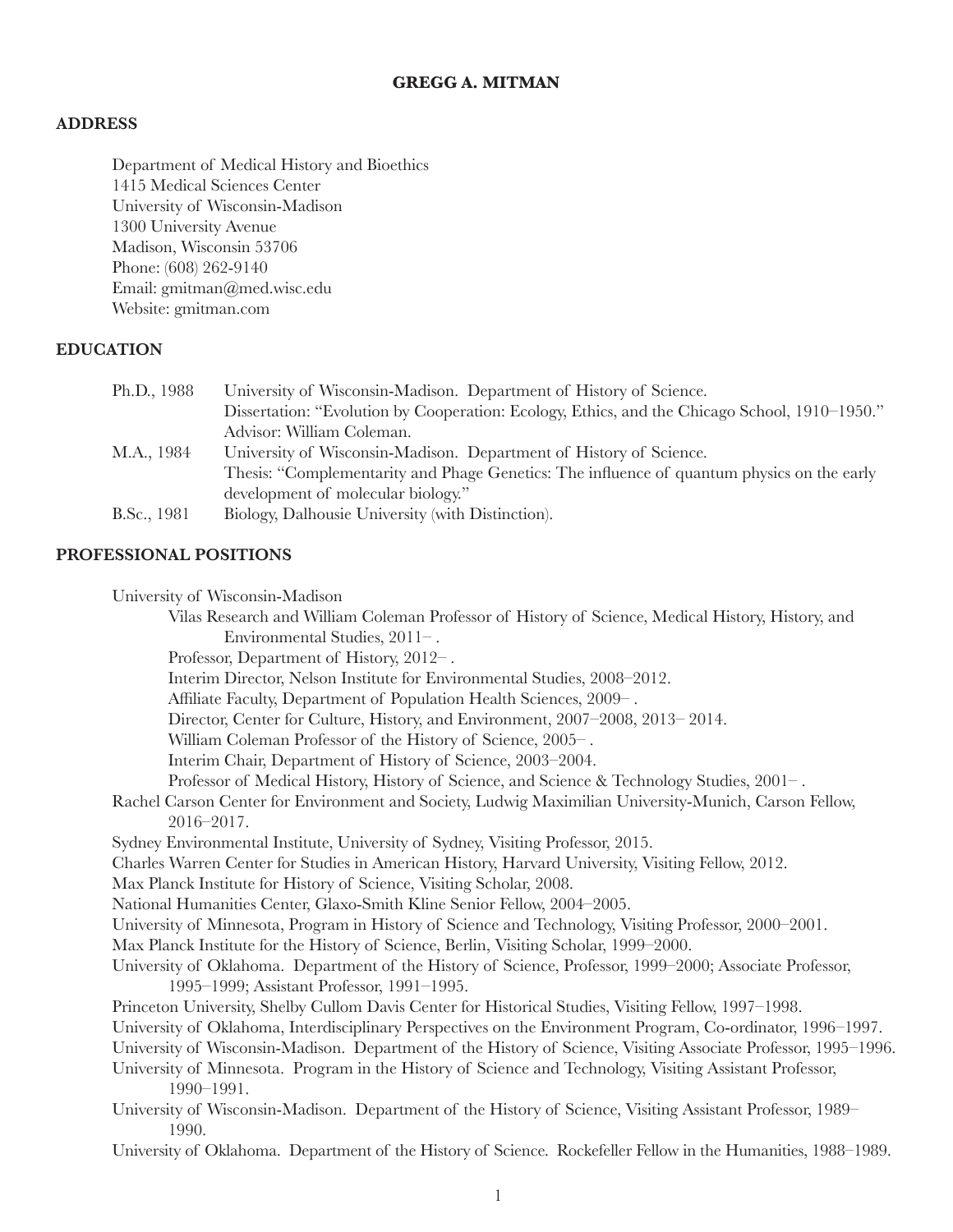# GREGG A. MITMAN

## ADDRESS

Department of Medical History and Bioethics
1415 Medical Sciences Center
University of Wisconsin-Madison
1300 University Avenue
Madison, Wisconsin 53706
Phone: (608) 262-9140
Email: gmitman@med.wisc.edu
Website: gmitman.com

## EDUCATION

Ph.D., 1988 University of Wisconsin-Madison. Department of History of Science.
Dissertation: "Evolution by Cooperation: Ecology, Ethics, and the Chicago School, 1910–1950."
Advisor: William Coleman.

M.A., 1984 University of Wisconsin-Madison. Department of History of Science.
Thesis: "Complementarity and Phage Genetics: The influence of quantum physics on the early development of molecular biology."

B.Sc., 1981 Biology, Dalhousie University (with Distinction).

## PROFESSIONAL POSITIONS

University of Wisconsin-Madison
- Vilas Research and William Coleman Professor of History of Science, Medical History, History, and Environmental Studies, 2011– .
- Professor, Department of History, 2012– .
- Interim Director, Nelson Institute for Environmental Studies, 2008–2012.
- Affiliate Faculty, Department of Population Health Sciences, 2009– .
- Director, Center for Culture, History, and Environment, 2007–2008, 2013– 2014.
- William Coleman Professor of the History of Science, 2005– .
- Interim Chair, Department of History of Science, 2003–2004.
- Professor of Medical History, History of Science, and Science & Technology Studies, 2001– .

Rachel Carson Center for Environment and Society, Ludwig Maximilian University-Munich, Carson Fellow, 2016–2017.

Sydney Environmental Institute, University of Sydney, Visiting Professor, 2015.

Charles Warren Center for Studies in American History, Harvard University, Visiting Fellow, 2012.

Max Planck Institute for History of Science, Visiting Scholar, 2008.

National Humanities Center, Glaxo-Smith Kline Senior Fellow, 2004–2005.

University of Minnesota, Program in History of Science and Technology, Visiting Professor, 2000–2001.

Max Planck Institute for the History of Science, Berlin, Visiting Scholar, 1999–2000.

University of Oklahoma. Department of the History of Science, Professor, 1999–2000; Associate Professor, 1995–1999; Assistant Professor, 1991–1995.

Princeton University, Shelby Cullom Davis Center for Historical Studies, Visiting Fellow, 1997–1998.

University of Oklahoma, Interdisciplinary Perspectives on the Environment Program, Co-ordinator, 1996–1997.

University of Wisconsin-Madison. Department of the History of Science, Visiting Associate Professor, 1995–1996.

University of Minnesota. Program in the History of Science and Technology, Visiting Assistant Professor, 1990–1991.

University of Wisconsin-Madison. Department of the History of Science, Visiting Assistant Professor, 1989–1990.

University of Oklahoma. Department of the History of Science. Rockefeller Fellow in the Humanities, 1988–1989.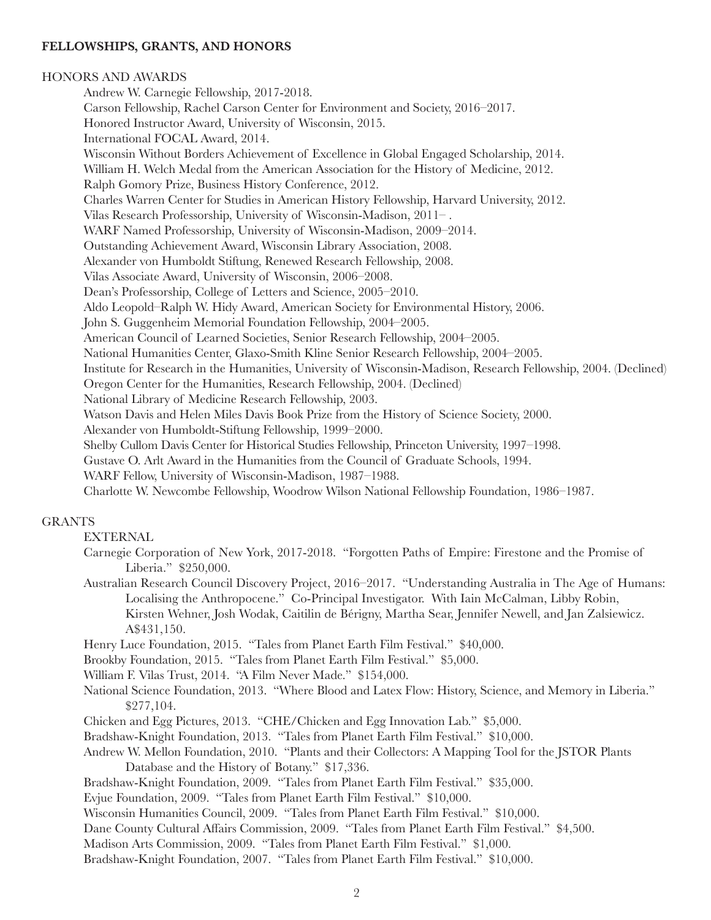## FELLOWSHIPS, GRANTS, AND HONORS

### HONORS AND AWARDS

- Andrew W. Carnegie Fellowship, 2017-2018.
- Carson Fellowship, Rachel Carson Center for Environment and Society, 2016–2017.
- Honored Instructor Award, University of Wisconsin, 2015.
- International FOCAL Award, 2014.
- Wisconsin Without Borders Achievement of Excellence in Global Engaged Scholarship, 2014.
- William H. Welch Medal from the American Association for the History of Medicine, 2012.
- Ralph Gomory Prize, Business History Conference, 2012.
- Charles Warren Center for Studies in American History Fellowship, Harvard University, 2012.
- Vilas Research Professorship, University of Wisconsin-Madison, 2011– .
- WARF Named Professorship, University of Wisconsin-Madison, 2009–2014.
- Outstanding Achievement Award, Wisconsin Library Association, 2008.
- Alexander von Humboldt Stiftung, Renewed Research Fellowship, 2008.
- Vilas Associate Award, University of Wisconsin, 2006–2008.
- Dean's Professorship, College of Letters and Science, 2005–2010.
- Aldo Leopold–Ralph W. Hidy Award, American Society for Environmental History, 2006.
- John S. Guggenheim Memorial Foundation Fellowship, 2004–2005.
- American Council of Learned Societies, Senior Research Fellowship, 2004–2005.
- National Humanities Center, Glaxo-Smith Kline Senior Research Fellowship, 2004–2005.
- Institute for Research in the Humanities, University of Wisconsin-Madison, Research Fellowship, 2004. (Declined)
- Oregon Center for the Humanities, Research Fellowship, 2004. (Declined)
- National Library of Medicine Research Fellowship, 2003.
- Watson Davis and Helen Miles Davis Book Prize from the History of Science Society, 2000.
- Alexander von Humboldt-Stiftung Fellowship, 1999–2000.
- Shelby Cullom Davis Center for Historical Studies Fellowship, Princeton University, 1997–1998.
- Gustave O. Arlt Award in the Humanities from the Council of Graduate Schools, 1994.
- WARF Fellow, University of Wisconsin-Madison, 1987–1988.
- Charlotte W. Newcombe Fellowship, Woodrow Wilson National Fellowship Foundation, 1986–1987.

### GRANTS

#### EXTERNAL

- Carnegie Corporation of New York, 2017-2018. "Forgotten Paths of Empire: Firestone and the Promise of Liberia." $250,000.
- Australian Research Council Discovery Project, 2016–2017. "Understanding Australia in The Age of Humans: Localising the Anthropocene." Co-Principal Investigator. With Iain McCalman, Libby Robin, Kirsten Wehner, Josh Wodak, Caitilin de Bérigny, Martha Sear, Jennifer Newell, and Jan Zalsiewicz. A$431,150.
- Henry Luce Foundation, 2015. "Tales from Planet Earth Film Festival." $40,000.
- Brookby Foundation, 2015. "Tales from Planet Earth Film Festival." $5,000.
- William F. Vilas Trust, 2014. "A Film Never Made." $154,000.
- National Science Foundation, 2013. "Where Blood and Latex Flow: History, Science, and Memory in Liberia." $277,104.
- Chicken and Egg Pictures, 2013. "CHE/Chicken and Egg Innovation Lab." $5,000.
- Bradshaw-Knight Foundation, 2013. "Tales from Planet Earth Film Festival." $10,000.
- Andrew W. Mellon Foundation, 2010. "Plants and their Collectors: A Mapping Tool for the JSTOR Plants Database and the History of Botany." $17,336.
- Bradshaw-Knight Foundation, 2009. "Tales from Planet Earth Film Festival." $35,000.
- Evjue Foundation, 2009. "Tales from Planet Earth Film Festival." $10,000.
- Wisconsin Humanities Council, 2009. "Tales from Planet Earth Film Festival." $10,000.
- Dane County Cultural Affairs Commission, 2009. "Tales from Planet Earth Film Festival." $4,500.
- Madison Arts Commission, 2009. "Tales from Planet Earth Film Festival." $1,000.
- Bradshaw-Knight Foundation, 2007. "Tales from Planet Earth Film Festival." $10,000.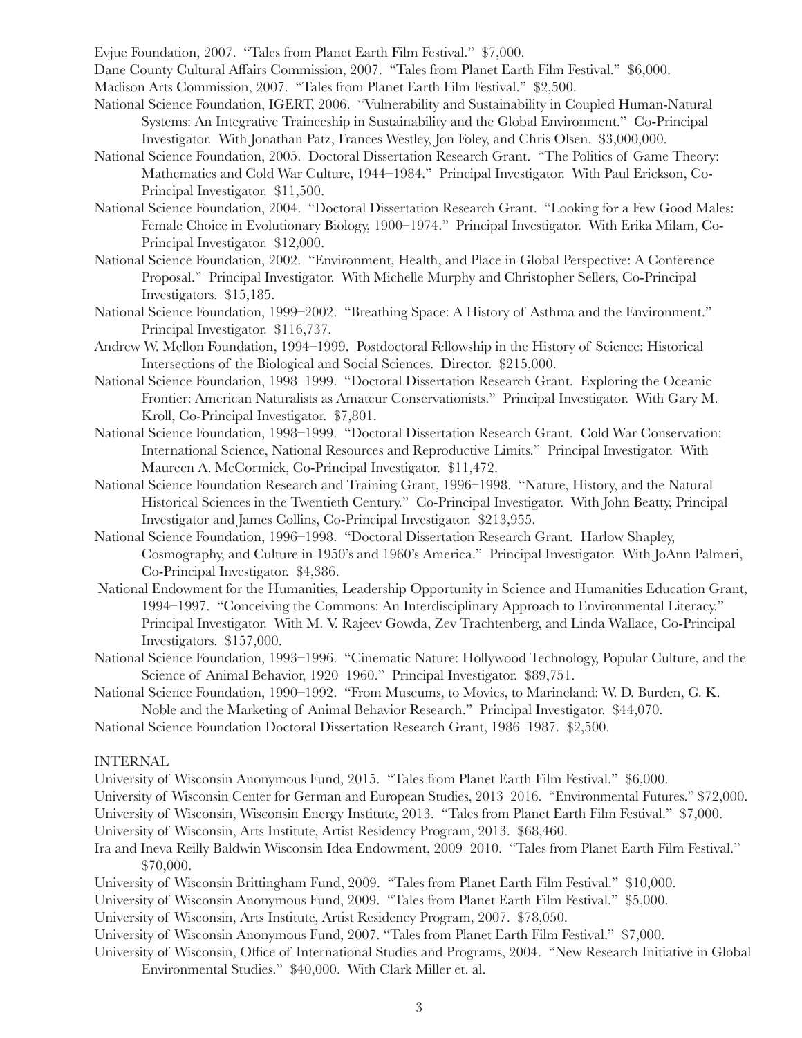Evjue Foundation, 2007. "Tales from Planet Earth Film Festival." $7,000.

Dane County Cultural Affairs Commission, 2007. "Tales from Planet Earth Film Festival." $6,000.

Madison Arts Commission, 2007. "Tales from Planet Earth Film Festival." $2,500.

National Science Foundation, IGERT, 2006. "Vulnerability and Sustainability in Coupled Human-Natural Systems: An Integrative Traineeship in Sustainability and the Global Environment." Co-Principal Investigator. With Jonathan Patz, Frances Westley, Jon Foley, and Chris Olsen. $3,000,000.

National Science Foundation, 2005. Doctoral Dissertation Research Grant. "The Politics of Game Theory: Mathematics and Cold War Culture, 1944–1984." Principal Investigator. With Paul Erickson, Co-Principal Investigator. $11,500.

National Science Foundation, 2004. "Doctoral Dissertation Research Grant. "Looking for a Few Good Males: Female Choice in Evolutionary Biology, 1900–1974." Principal Investigator. With Erika Milam, Co-Principal Investigator. $12,000.

National Science Foundation, 2002. "Environment, Health, and Place in Global Perspective: A Conference Proposal." Principal Investigator. With Michelle Murphy and Christopher Sellers, Co-Principal Investigators. $15,185.

National Science Foundation, 1999–2002. "Breathing Space: A History of Asthma and the Environment." Principal Investigator. $116,737.

Andrew W. Mellon Foundation, 1994–1999. Postdoctoral Fellowship in the History of Science: Historical Intersections of the Biological and Social Sciences. Director. $215,000.

National Science Foundation, 1998–1999. "Doctoral Dissertation Research Grant. Exploring the Oceanic Frontier: American Naturalists as Amateur Conservationists." Principal Investigator. With Gary M. Kroll, Co-Principal Investigator. $7,801.

National Science Foundation, 1998–1999. "Doctoral Dissertation Research Grant. Cold War Conservation: International Science, National Resources and Reproductive Limits." Principal Investigator. With Maureen A. McCormick, Co-Principal Investigator. $11,472.

National Science Foundation Research and Training Grant, 1996–1998. "Nature, History, and the Natural Historical Sciences in the Twentieth Century." Co-Principal Investigator. With John Beatty, Principal Investigator and James Collins, Co-Principal Investigator. $213,955.

National Science Foundation, 1996–1998. "Doctoral Dissertation Research Grant. Harlow Shapley, Cosmography, and Culture in 1950's and 1960's America." Principal Investigator. With JoAnn Palmeri, Co-Principal Investigator. $4,386.

National Endowment for the Humanities, Leadership Opportunity in Science and Humanities Education Grant, 1994–1997. "Conceiving the Commons: An Interdisciplinary Approach to Environmental Literacy." Principal Investigator. With M. V. Rajeev Gowda, Zev Trachtenberg, and Linda Wallace, Co-Principal Investigators. $157,000.

National Science Foundation, 1993–1996. "Cinematic Nature: Hollywood Technology, Popular Culture, and the Science of Animal Behavior, 1920–1960." Principal Investigator. $89,751.

National Science Foundation, 1990–1992. "From Museums, to Movies, to Marineland: W. D. Burden, G. K. Noble and the Marketing of Animal Behavior Research." Principal Investigator. $44,070.

National Science Foundation Doctoral Dissertation Research Grant, 1986–1987. $2,500.

INTERNAL

University of Wisconsin Anonymous Fund, 2015. "Tales from Planet Earth Film Festival." $6,000.

University of Wisconsin Center for German and European Studies, 2013–2016. "Environmental Futures." $72,000.

University of Wisconsin, Wisconsin Energy Institute, 2013. "Tales from Planet Earth Film Festival." $7,000.

University of Wisconsin, Arts Institute, Artist Residency Program, 2013. $68,460.

Ira and Ineva Reilly Baldwin Wisconsin Idea Endowment, 2009–2010. "Tales from Planet Earth Film Festival." $70,000.

University of Wisconsin Brittingham Fund, 2009. "Tales from Planet Earth Film Festival." $10,000.

University of Wisconsin Anonymous Fund, 2009. "Tales from Planet Earth Film Festival." $5,000.

University of Wisconsin, Arts Institute, Artist Residency Program, 2007. $78,050.

University of Wisconsin Anonymous Fund, 2007. "Tales from Planet Earth Film Festival." $7,000.

University of Wisconsin, Office of International Studies and Programs, 2004. "New Research Initiative in Global Environmental Studies." $40,000. With Clark Miller et. al.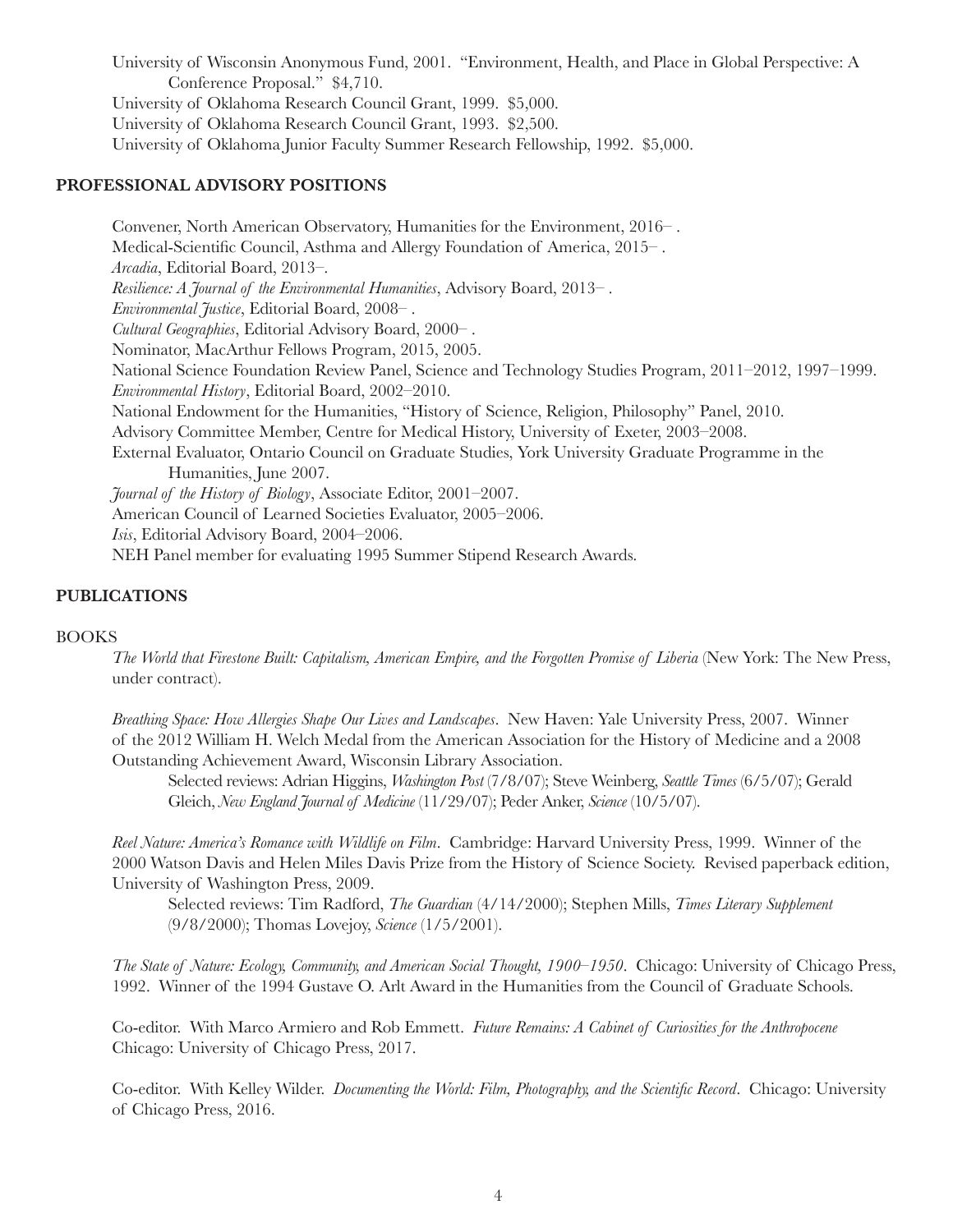University of Wisconsin Anonymous Fund, 2001. "Environment, Health, and Place in Global Perspective: A Conference Proposal." $4,710.
University of Oklahoma Research Council Grant, 1999. $5,000.
University of Oklahoma Research Council Grant, 1993. $2,500.
University of Oklahoma Junior Faculty Summer Research Fellowship, 1992. $5,000.

## PROFESSIONAL ADVISORY POSITIONS

Convener, North American Observatory, Humanities for the Environment, 2016– .
Medical-Scientific Council, Asthma and Allergy Foundation of America, 2015– .
*Arcadia*, Editorial Board, 2013–.
*Resilience: A Journal of the Environmental Humanities*, Advisory Board, 2013– .
*Environmental Justice*, Editorial Board, 2008– .
*Cultural Geographies*, Editorial Advisory Board, 2000– .
Nominator, MacArthur Fellows Program, 2015, 2005.
National Science Foundation Review Panel, Science and Technology Studies Program, 2011–2012, 1997–1999.
*Environmental History*, Editorial Board, 2002–2010.
National Endowment for the Humanities, "History of Science, Religion, Philosophy" Panel, 2010.
Advisory Committee Member, Centre for Medical History, University of Exeter, 2003–2008.
External Evaluator, Ontario Council on Graduate Studies, York University Graduate Programme in the Humanities, June 2007.
*Journal of the History of Biology*, Associate Editor, 2001–2007.
American Council of Learned Societies Evaluator, 2005–2006.
*Isis*, Editorial Advisory Board, 2004–2006.
NEH Panel member for evaluating 1995 Summer Stipend Research Awards.

## PUBLICATIONS

### BOOKS

*The World that Firestone Built: Capitalism, American Empire, and the Forgotten Promise of Liberia* (New York: The New Press, under contract).

*Breathing Space: How Allergies Shape Our Lives and Landscapes*. New Haven: Yale University Press, 2007. Winner of the 2012 William H. Welch Medal from the American Association for the History of Medicine and a 2008 Outstanding Achievement Award, Wisconsin Library Association.

Selected reviews: Adrian Higgins, *Washington Post* (7/8/07); Steve Weinberg, *Seattle Times* (6/5/07); Gerald Gleich, *New England Journal of Medicine* (11/29/07); Peder Anker, *Science* (10/5/07).

*Reel Nature: America's Romance with Wildlife on Film*. Cambridge: Harvard University Press, 1999. Winner of the 2000 Watson Davis and Helen Miles Davis Prize from the History of Science Society. Revised paperback edition, University of Washington Press, 2009.

Selected reviews: Tim Radford, *The Guardian* (4/14/2000); Stephen Mills, *Times Literary Supplement* (9/8/2000); Thomas Lovejoy, *Science* (1/5/2001).

*The State of Nature: Ecology, Community, and American Social Thought, 1900–1950*. Chicago: University of Chicago Press, 1992. Winner of the 1994 Gustave O. Arlt Award in the Humanities from the Council of Graduate Schools.

Co-editor. With Marco Armiero and Rob Emmett. *Future Remains: A Cabinet of Curiosities for the Anthropocene* Chicago: University of Chicago Press, 2017.

Co-editor. With Kelley Wilder. *Documenting the World: Film, Photography, and the Scientific Record*. Chicago: University of Chicago Press, 2016.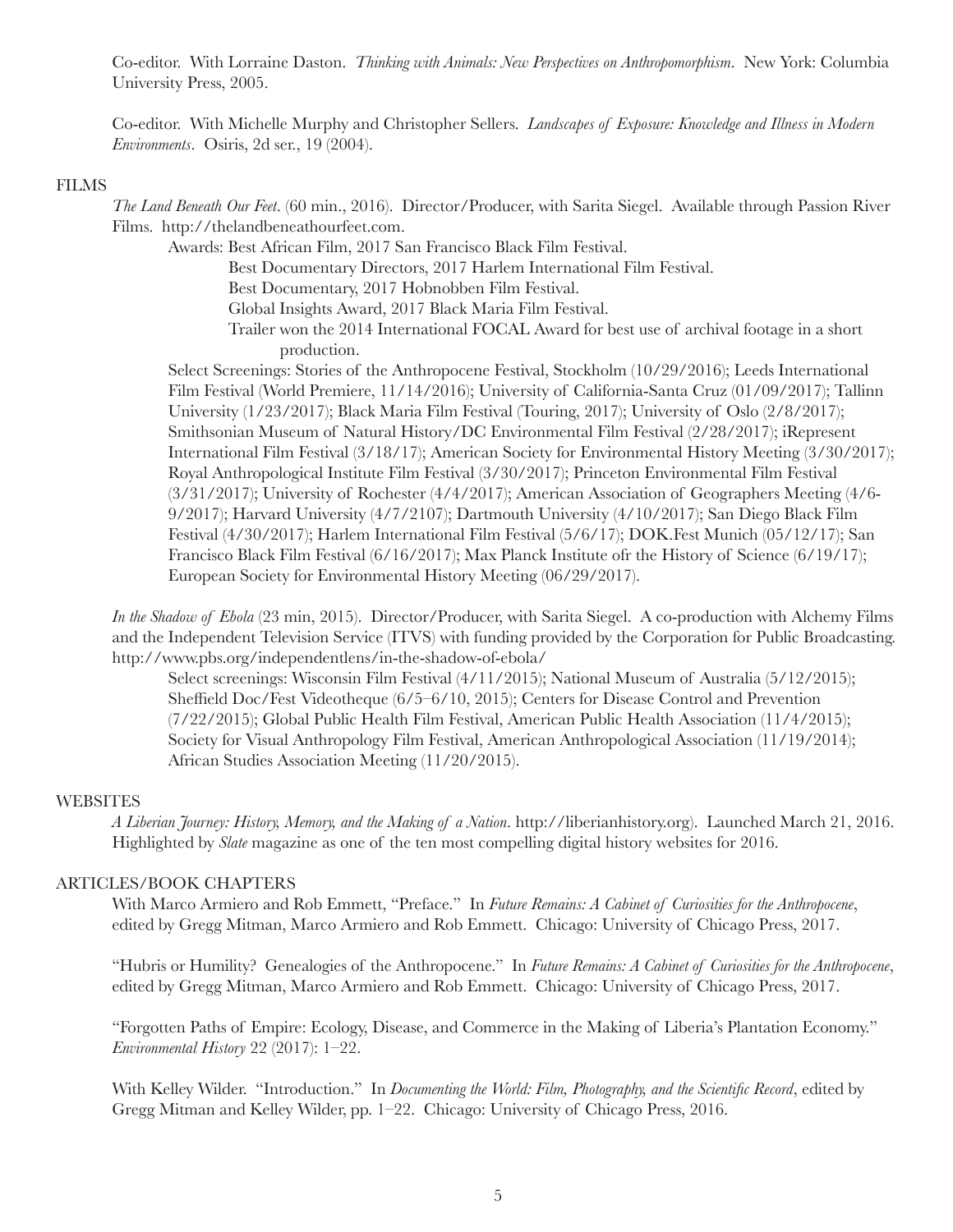Co-editor. With Lorraine Daston. *Thinking with Animals: New Perspectives on Anthropomorphism*. New York: Columbia University Press, 2005.

Co-editor. With Michelle Murphy and Christopher Sellers. *Landscapes of Exposure: Knowledge and Illness in Modern Environments*. Osiris, 2d ser., 19 (2004).

## FILMS

*The Land Beneath Our Feet*. (60 min., 2016). Director/Producer, with Sarita Siegel. Available through Passion River Films. http://thelandbeneathourfeet.com.

Awards: Best African Film, 2017 San Francisco Black Film Festival.
Best Documentary Directors, 2017 Harlem International Film Festival.
Best Documentary, 2017 Hobnobben Film Festival.
Global Insights Award, 2017 Black Maria Film Festival.
Trailer won the 2014 International FOCAL Award for best use of archival footage in a short production.

Select Screenings: Stories of the Anthropocene Festival, Stockholm (10/29/2016); Leeds International Film Festival (World Premiere, 11/14/2016); University of California-Santa Cruz (01/09/2017); Tallinn University (1/23/2017); Black Maria Film Festival (Touring, 2017); University of Oslo (2/8/2017); Smithsonian Museum of Natural History/DC Environmental Film Festival (2/28/2017); iRepresent International Film Festival (3/18/17); American Society for Environmental History Meeting (3/30/2017); Royal Anthropological Institute Film Festival (3/30/2017); Princeton Environmental Film Festival (3/31/2017); University of Rochester (4/4/2017); American Association of Geographers Meeting (4/6-9/2017); Harvard University (4/7/2107); Dartmouth University (4/10/2017); San Diego Black Film Festival (4/30/2017); Harlem International Film Festival (5/6/17); DOK.Fest Munich (05/12/17); San Francisco Black Film Festival (6/16/2017); Max Planck Institute ofr the History of Science (6/19/17); European Society for Environmental History Meeting (06/29/2017).

*In the Shadow of Ebola* (23 min, 2015). Director/Producer, with Sarita Siegel. A co-production with Alchemy Films and the Independent Television Service (ITVS) with funding provided by the Corporation for Public Broadcasting. http://www.pbs.org/independentlens/in-the-shadow-of-ebola/

Select screenings: Wisconsin Film Festival (4/11/2015); National Museum of Australia (5/12/2015); Sheffield Doc/Fest Videotheque (6/5–6/10, 2015); Centers for Disease Control and Prevention (7/22/2015); Global Public Health Film Festival, American Public Health Association (11/4/2015); Society for Visual Anthropology Film Festival, American Anthropological Association (11/19/2014); African Studies Association Meeting (11/20/2015).

## WEBSITES

*A Liberian Journey: History, Memory, and the Making of a Nation*. http://liberianhistory.org). Launched March 21, 2016. Highlighted by *Slate* magazine as one of the ten most compelling digital history websites for 2016.

## ARTICLES/BOOK CHAPTERS

With Marco Armiero and Rob Emmett, "Preface." In *Future Remains: A Cabinet of Curiosities for the Anthropocene*, edited by Gregg Mitman, Marco Armiero and Rob Emmett. Chicago: University of Chicago Press, 2017.

"Hubris or Humility? Genealogies of the Anthropocene." In *Future Remains: A Cabinet of Curiosities for the Anthropocene*, edited by Gregg Mitman, Marco Armiero and Rob Emmett. Chicago: University of Chicago Press, 2017.

"Forgotten Paths of Empire: Ecology, Disease, and Commerce in the Making of Liberia's Plantation Economy." *Environmental History* 22 (2017): 1–22.

With Kelley Wilder. "Introduction." In *Documenting the World: Film, Photography, and the Scientific Record*, edited by Gregg Mitman and Kelley Wilder, pp. 1–22. Chicago: University of Chicago Press, 2016.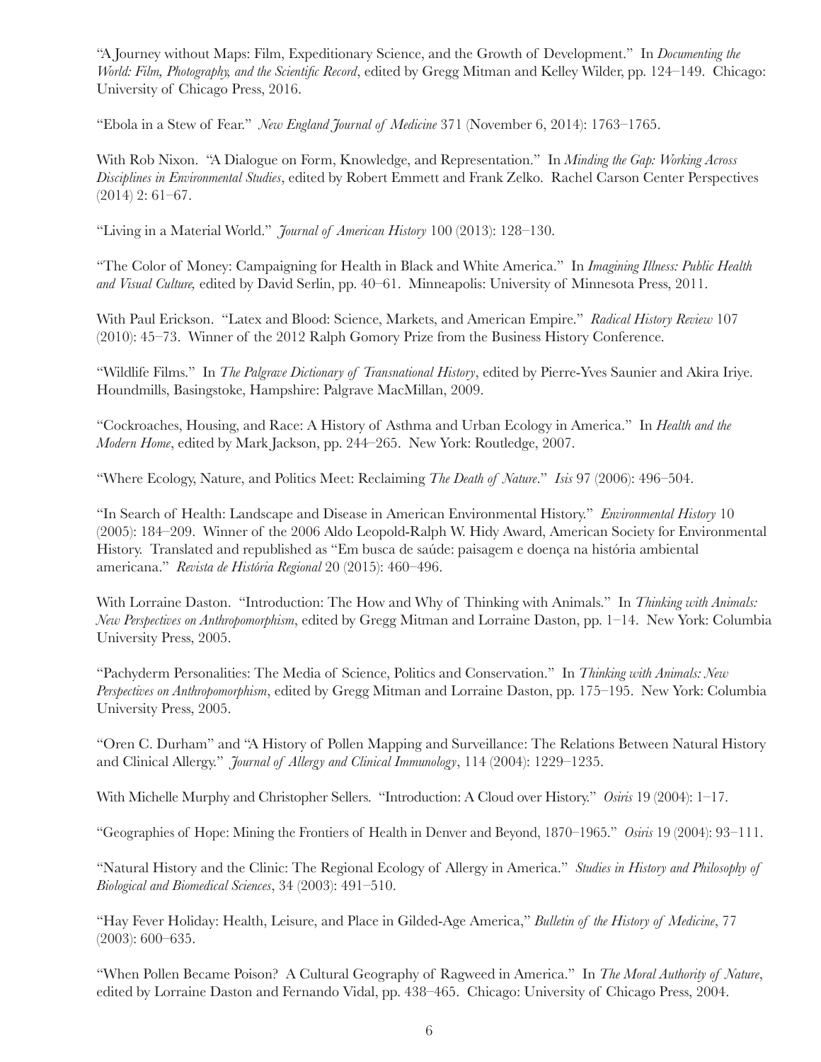"A Journey without Maps: Film, Expeditionary Science, and the Growth of Development." In *Documenting the World: Film, Photography, and the Scientific Record*, edited by Gregg Mitman and Kelley Wilder, pp. 124–149. Chicago: University of Chicago Press, 2016.

"Ebola in a Stew of Fear." *New England Journal of Medicine* 371 (November 6, 2014): 1763–1765.

With Rob Nixon. "A Dialogue on Form, Knowledge, and Representation." In *Minding the Gap: Working Across Disciplines in Environmental Studies*, edited by Robert Emmett and Frank Zelko. Rachel Carson Center Perspectives (2014) 2: 61–67.

"Living in a Material World." *Journal of American History* 100 (2013): 128–130.

"The Color of Money: Campaigning for Health in Black and White America." In *Imagining Illness: Public Health and Visual Culture,* edited by David Serlin, pp. 40–61. Minneapolis: University of Minnesota Press, 2011.

With Paul Erickson. "Latex and Blood: Science, Markets, and American Empire." *Radical History Review* 107 (2010): 45–73. Winner of the 2012 Ralph Gomory Prize from the Business History Conference.

"Wildlife Films." In *The Palgrave Dictionary of Transnational History*, edited by Pierre-Yves Saunier and Akira Iriye. Houndmills, Basingstoke, Hampshire: Palgrave MacMillan, 2009.

"Cockroaches, Housing, and Race: A History of Asthma and Urban Ecology in America." In *Health and the Modern Home*, edited by Mark Jackson, pp. 244–265. New York: Routledge, 2007.

"Where Ecology, Nature, and Politics Meet: Reclaiming *The Death of Nature*." *Isis* 97 (2006): 496–504.

"In Search of Health: Landscape and Disease in American Environmental History." *Environmental History* 10 (2005): 184–209. Winner of the 2006 Aldo Leopold-Ralph W. Hidy Award, American Society for Environmental History. Translated and republished as "Em busca de saúde: paisagem e doença na história ambiental americana." *Revista de História Regional* 20 (2015): 460–496.

With Lorraine Daston. "Introduction: The How and Why of Thinking with Animals." In *Thinking with Animals: New Perspectives on Anthropomorphism*, edited by Gregg Mitman and Lorraine Daston, pp. 1–14. New York: Columbia University Press, 2005.

"Pachyderm Personalities: The Media of Science, Politics and Conservation." In *Thinking with Animals: New Perspectives on Anthropomorphism*, edited by Gregg Mitman and Lorraine Daston, pp. 175–195. New York: Columbia University Press, 2005.

"Oren C. Durham" and "A History of Pollen Mapping and Surveillance: The Relations Between Natural History and Clinical Allergy." *Journal of Allergy and Clinical Immunology*, 114 (2004): 1229–1235.

With Michelle Murphy and Christopher Sellers. "Introduction: A Cloud over History." *Osiris* 19 (2004): 1–17.

"Geographies of Hope: Mining the Frontiers of Health in Denver and Beyond, 1870–1965." *Osiris* 19 (2004): 93–111.

"Natural History and the Clinic: The Regional Ecology of Allergy in America." *Studies in History and Philosophy of Biological and Biomedical Sciences*, 34 (2003): 491–510.

"Hay Fever Holiday: Health, Leisure, and Place in Gilded-Age America," *Bulletin of the History of Medicine*, 77 (2003): 600–635.

"When Pollen Became Poison? A Cultural Geography of Ragweed in America." In *The Moral Authority of Nature*, edited by Lorraine Daston and Fernando Vidal, pp. 438–465. Chicago: University of Chicago Press, 2004.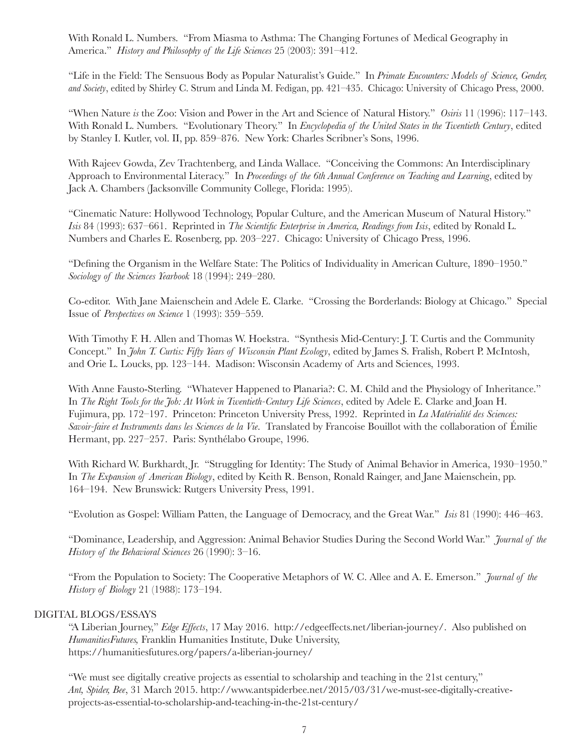With Ronald L. Numbers. "From Miasma to Asthma: The Changing Fortunes of Medical Geography in America." *History and Philosophy of the Life Sciences* 25 (2003): 391–412.

"Life in the Field: The Sensuous Body as Popular Naturalist's Guide." In *Primate Encounters: Models of Science, Gender, and Society*, edited by Shirley C. Strum and Linda M. Fedigan, pp. 421–435. Chicago: University of Chicago Press, 2000.

"When Nature *is* the Zoo: Vision and Power in the Art and Science of Natural History." *Osiris* 11 (1996): 117–143. With Ronald L. Numbers. "Evolutionary Theory." In *Encyclopedia of the United States in the Twentieth Century*, edited by Stanley I. Kutler, vol. II, pp. 859–876. New York: Charles Scribner's Sons, 1996.

With Rajeev Gowda, Zev Trachtenberg, and Linda Wallace. "Conceiving the Commons: An Interdisciplinary Approach to Environmental Literacy." In *Proceedings of the 6th Annual Conference on Teaching and Learning*, edited by Jack A. Chambers (Jacksonville Community College, Florida: 1995).

"Cinematic Nature: Hollywood Technology, Popular Culture, and the American Museum of Natural History." *Isis* 84 (1993): 637–661. Reprinted in *The Scientific Enterprise in America, Readings from Isis*, edited by Ronald L. Numbers and Charles E. Rosenberg, pp. 203–227. Chicago: University of Chicago Press, 1996.

"Defining the Organism in the Welfare State: The Politics of Individuality in American Culture, 1890–1950." *Sociology of the Sciences Yearbook* 18 (1994): 249–280.

Co-editor. With Jane Maienschein and Adele E. Clarke. "Crossing the Borderlands: Biology at Chicago." Special Issue of *Perspectives on Science* 1 (1993): 359–559.

With Timothy F. H. Allen and Thomas W. Hoekstra. "Synthesis Mid-Century: J. T. Curtis and the Community Concept." In *John T. Curtis: Fifty Years of Wisconsin Plant Ecology*, edited by James S. Fralish, Robert P. McIntosh, and Orie L. Loucks, pp. 123–144. Madison: Wisconsin Academy of Arts and Sciences, 1993.

With Anne Fausto-Sterling. "Whatever Happened to Planaria?: C. M. Child and the Physiology of Inheritance." In *The Right Tools for the Job: At Work in Twentieth-Century Life Sciences*, edited by Adele E. Clarke and Joan H. Fujimura, pp. 172–197. Princeton: Princeton University Press, 1992. Reprinted in *La Matérialité des Sciences: Savoir-faire et Instruments dans les Sciences de la Vie*. Translated by Francoise Bouillot with the collaboration of Émilie Hermant, pp. 227–257. Paris: Synthélabo Groupe, 1996.

With Richard W. Burkhardt, Jr. "Struggling for Identity: The Study of Animal Behavior in America, 1930–1950." In *The Expansion of American Biology*, edited by Keith R. Benson, Ronald Rainger, and Jane Maienschein, pp. 164–194. New Brunswick: Rutgers University Press, 1991.

"Evolution as Gospel: William Patten, the Language of Democracy, and the Great War." *Isis* 81 (1990): 446–463.

"Dominance, Leadership, and Aggression: Animal Behavior Studies During the Second World War." *Journal of the History of the Behavioral Sciences* 26 (1990): 3–16.

"From the Population to Society: The Cooperative Metaphors of W. C. Allee and A. E. Emerson." *Journal of the History of Biology* 21 (1988): 173–194.

## DIGITAL BLOGS/ESSAYS

"A Liberian Journey," *Edge Effects*, 17 May 2016. http://edgeeffects.net/liberian-journey/. Also published on *HumanitiesFutures,* Franklin Humanities Institute, Duke University, https://humanitiesfutures.org/papers/a-liberian-journey/

"We must see digitally creative projects as essential to scholarship and teaching in the 21st century," *Ant, Spider, Bee*, 31 March 2015. http://www.antspiderbee.net/2015/03/31/we-must-see-digitally-creative-projects-as-essential-to-scholarship-and-teaching-in-the-21st-century/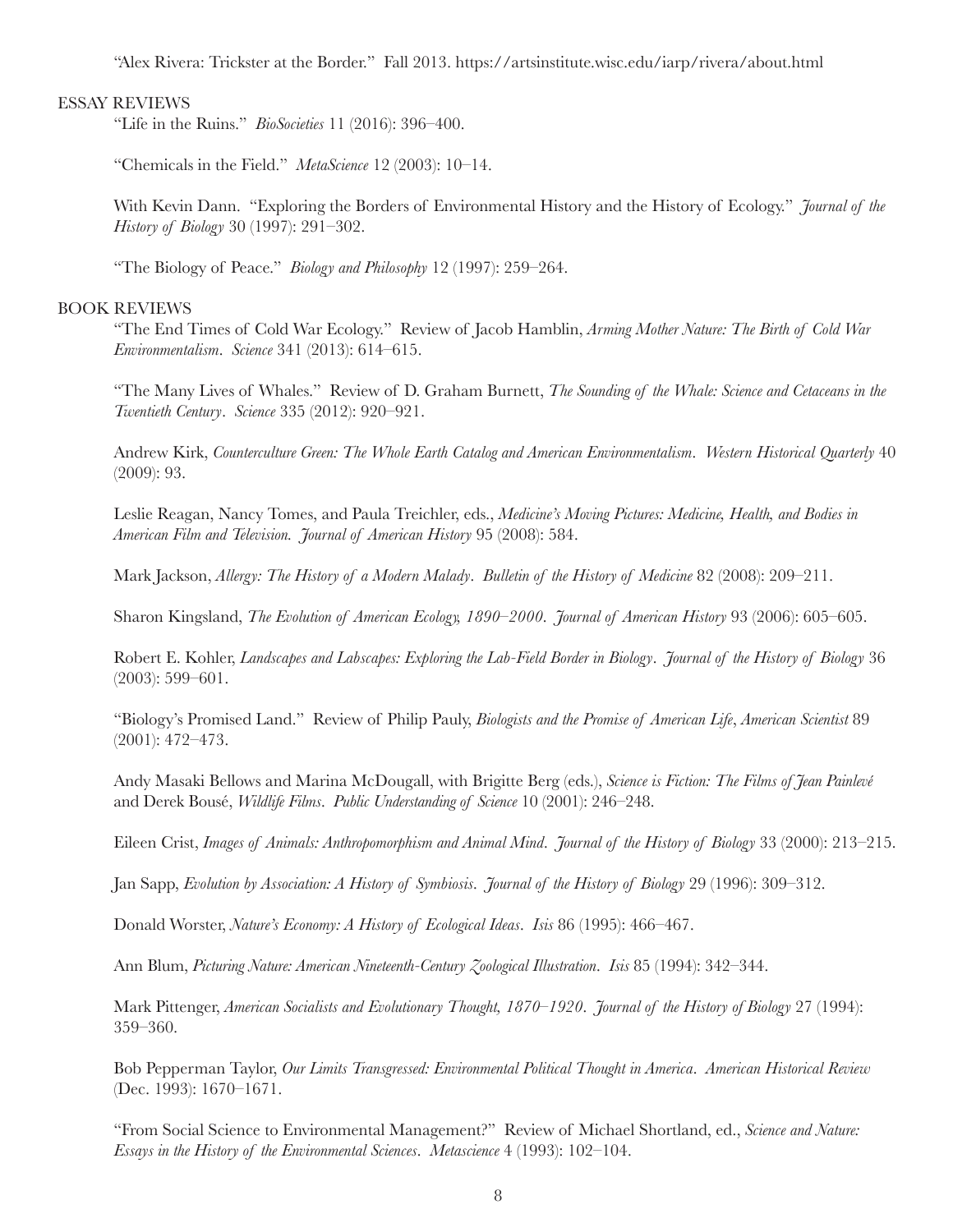"Alex Rivera: Trickster at the Border." Fall 2013. https://artsinstitute.wisc.edu/iarp/rivera/about.html

## ESSAY REVIEWS

"Life in the Ruins." *BioSocieties* 11 (2016): 396–400.

"Chemicals in the Field." *MetaScience* 12 (2003): 10–14.

With Kevin Dann. "Exploring the Borders of Environmental History and the History of Ecology." *Journal of the History of Biology* 30 (1997): 291–302.

"The Biology of Peace." *Biology and Philosophy* 12 (1997): 259–264.

## BOOK REVIEWS

"The End Times of Cold War Ecology." Review of Jacob Hamblin, *Arming Mother Nature: The Birth of Cold War Environmentalism*. *Science* 341 (2013): 614–615.

"The Many Lives of Whales." Review of D. Graham Burnett, *The Sounding of the Whale: Science and Cetaceans in the Twentieth Century*. *Science* 335 (2012): 920–921.

Andrew Kirk, *Counterculture Green: The Whole Earth Catalog and American Environmentalism*. *Western Historical Quarterly* 40 (2009): 93.

Leslie Reagan, Nancy Tomes, and Paula Treichler, eds., *Medicine's Moving Pictures: Medicine, Health, and Bodies in American Film and Television. Journal of American History* 95 (2008): 584.

Mark Jackson, *Allergy: The History of a Modern Malady*. *Bulletin of the History of Medicine* 82 (2008): 209–211.

Sharon Kingsland, *The Evolution of American Ecology, 1890–2000*. *Journal of American History* 93 (2006): 605–605.

Robert E. Kohler, *Landscapes and Labscapes: Exploring the Lab-Field Border in Biology*. *Journal of the History of Biology* 36 (2003): 599–601.

"Biology's Promised Land." Review of Philip Pauly, *Biologists and the Promise of American Life*, *American Scientist* 89 (2001): 472–473.

Andy Masaki Bellows and Marina McDougall, with Brigitte Berg (eds.), *Science is Fiction: The Films of Jean Painlevé* and Derek Bousé, *Wildlife Films*. *Public Understanding of Science* 10 (2001): 246–248.

Eileen Crist, *Images of Animals: Anthropomorphism and Animal Mind*. *Journal of the History of Biology* 33 (2000): 213–215.

Jan Sapp, *Evolution by Association: A History of Symbiosis*. *Journal of the History of Biology* 29 (1996): 309–312.

Donald Worster, *Nature's Economy: A History of Ecological Ideas*. *Isis* 86 (1995): 466–467.

Ann Blum, *Picturing Nature: American Nineteenth-Century Zoological Illustration*. *Isis* 85 (1994): 342–344.

Mark Pittenger, *American Socialists and Evolutionary Thought, 1870–1920*. *Journal of the History of Biology* 27 (1994): 359–360.

Bob Pepperman Taylor, *Our Limits Transgressed: Environmental Political Thought in America*. *American Historical Review* (Dec. 1993): 1670–1671.

"From Social Science to Environmental Management?" Review of Michael Shortland, ed., *Science and Nature: Essays in the History of the Environmental Sciences*. *Metascience* 4 (1993): 102–104.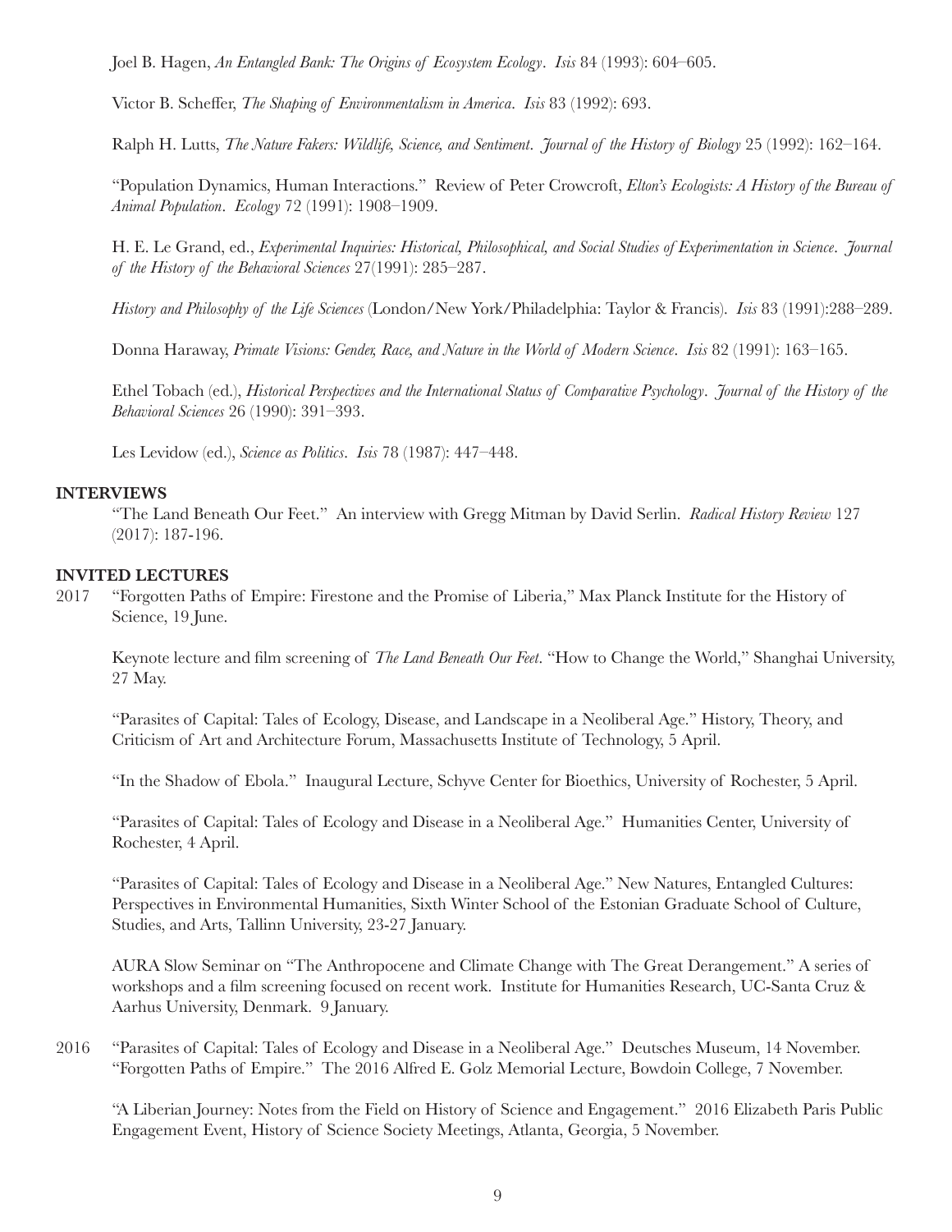Joel B. Hagen, *An Entangled Bank: The Origins of Ecosystem Ecology*. *Isis* 84 (1993): 604–605.

Victor B. Scheffer, *The Shaping of Environmentalism in America*. *Isis* 83 (1992): 693.

Ralph H. Lutts, *The Nature Fakers: Wildlife, Science, and Sentiment*. *Journal of the History of Biology* 25 (1992): 162–164.

"Population Dynamics, Human Interactions." Review of Peter Crowcroft, *Elton's Ecologists: A History of the Bureau of Animal Population*. *Ecology* 72 (1991): 1908–1909.

H. E. Le Grand, ed., *Experimental Inquiries: Historical, Philosophical, and Social Studies of Experimentation in Science*. *Journal of the History of the Behavioral Sciences* 27(1991): 285–287.

*History and Philosophy of the Life Sciences* (London/New York/Philadelphia: Taylor & Francis). *Isis* 83 (1991):288–289.

Donna Haraway, *Primate Visions: Gender, Race, and Nature in the World of Modern Science*. *Isis* 82 (1991): 163–165.

Ethel Tobach (ed.), *Historical Perspectives and the International Status of Comparative Psychology*. *Journal of the History of the Behavioral Sciences* 26 (1990): 391–393.

Les Levidow (ed.), *Science as Politics*. *Isis* 78 (1987): 447–448.

**INTERVIEWS**

"The Land Beneath Our Feet." An interview with Gregg Mitman by David Serlin. *Radical History Review* 127 (2017): 187-196.

**INVITED LECTURES**

2017 "Forgotten Paths of Empire: Firestone and the Promise of Liberia," Max Planck Institute for the History of Science, 19 June.

Keynote lecture and film screening of *The Land Beneath Our Feet*. "How to Change the World," Shanghai University, 27 May.

"Parasites of Capital: Tales of Ecology, Disease, and Landscape in a Neoliberal Age." History, Theory, and Criticism of Art and Architecture Forum, Massachusetts Institute of Technology, 5 April.

"In the Shadow of Ebola." Inaugural Lecture, Schyve Center for Bioethics, University of Rochester, 5 April.

"Parasites of Capital: Tales of Ecology and Disease in a Neoliberal Age." Humanities Center, University of Rochester, 4 April.

"Parasites of Capital: Tales of Ecology and Disease in a Neoliberal Age." New Natures, Entangled Cultures: Perspectives in Environmental Humanities, Sixth Winter School of the Estonian Graduate School of Culture, Studies, and Arts, Tallinn University, 23-27 January.

AURA Slow Seminar on "The Anthropocene and Climate Change with The Great Derangement." A series of workshops and a film screening focused on recent work. Institute for Humanities Research, UC-Santa Cruz & Aarhus University, Denmark. 9 January.

2016 "Parasites of Capital: Tales of Ecology and Disease in a Neoliberal Age." Deutsches Museum, 14 November.
"Forgotten Paths of Empire." The 2016 Alfred E. Golz Memorial Lecture, Bowdoin College, 7 November.

"A Liberian Journey: Notes from the Field on History of Science and Engagement." 2016 Elizabeth Paris Public Engagement Event, History of Science Society Meetings, Atlanta, Georgia, 5 November.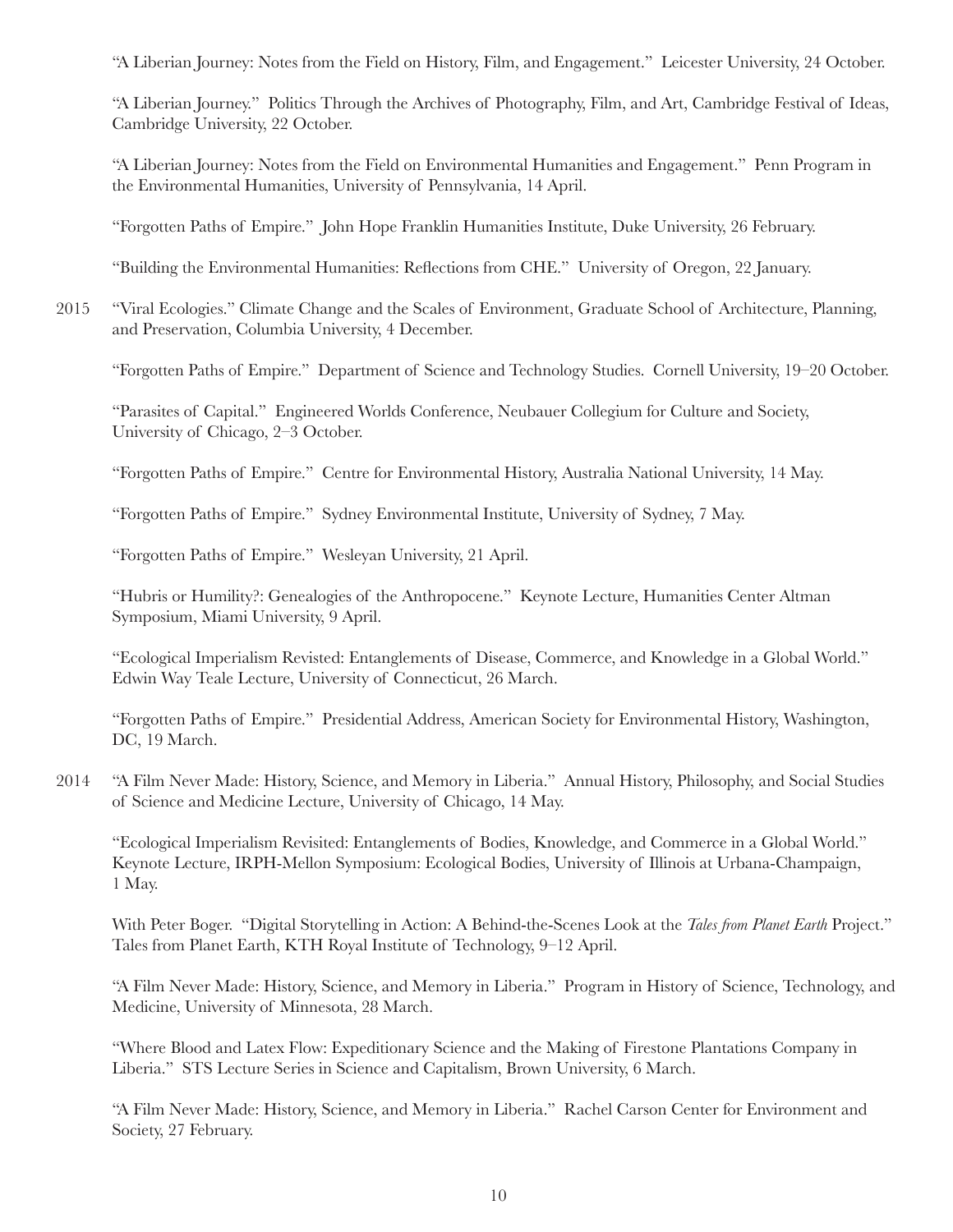"A Liberian Journey: Notes from the Field on History, Film, and Engagement." Leicester University, 24 October.

"A Liberian Journey." Politics Through the Archives of Photography, Film, and Art, Cambridge Festival of Ideas, Cambridge University, 22 October.

"A Liberian Journey: Notes from the Field on Environmental Humanities and Engagement." Penn Program in the Environmental Humanities, University of Pennsylvania, 14 April.

"Forgotten Paths of Empire." John Hope Franklin Humanities Institute, Duke University, 26 February.

"Building the Environmental Humanities: Reflections from CHE." University of Oregon, 22 January.

2015 "Viral Ecologies." Climate Change and the Scales of Environment, Graduate School of Architecture, Planning, and Preservation, Columbia University, 4 December.

"Forgotten Paths of Empire." Department of Science and Technology Studies. Cornell University, 19–20 October.

"Parasites of Capital." Engineered Worlds Conference, Neubauer Collegium for Culture and Society, University of Chicago, 2–3 October.

"Forgotten Paths of Empire." Centre for Environmental History, Australia National University, 14 May.

"Forgotten Paths of Empire." Sydney Environmental Institute, University of Sydney, 7 May.

"Forgotten Paths of Empire." Wesleyan University, 21 April.

"Hubris or Humility?: Genealogies of the Anthropocene." Keynote Lecture, Humanities Center Altman Symposium, Miami University, 9 April.

"Ecological Imperialism Revisted: Entanglements of Disease, Commerce, and Knowledge in a Global World." Edwin Way Teale Lecture, University of Connecticut, 26 March.

"Forgotten Paths of Empire." Presidential Address, American Society for Environmental History, Washington, DC, 19 March.

2014 "A Film Never Made: History, Science, and Memory in Liberia." Annual History, Philosophy, and Social Studies of Science and Medicine Lecture, University of Chicago, 14 May.

"Ecological Imperialism Revisited: Entanglements of Bodies, Knowledge, and Commerce in a Global World." Keynote Lecture, IRPH-Mellon Symposium: Ecological Bodies, University of Illinois at Urbana-Champaign, 1 May.

With Peter Boger. "Digital Storytelling in Action: A Behind-the-Scenes Look at the *Tales from Planet Earth* Project." Tales from Planet Earth, KTH Royal Institute of Technology, 9–12 April.

"A Film Never Made: History, Science, and Memory in Liberia." Program in History of Science, Technology, and Medicine, University of Minnesota, 28 March.

"Where Blood and Latex Flow: Expeditionary Science and the Making of Firestone Plantations Company in Liberia." STS Lecture Series in Science and Capitalism, Brown University, 6 March.

"A Film Never Made: History, Science, and Memory in Liberia." Rachel Carson Center for Environment and Society, 27 February.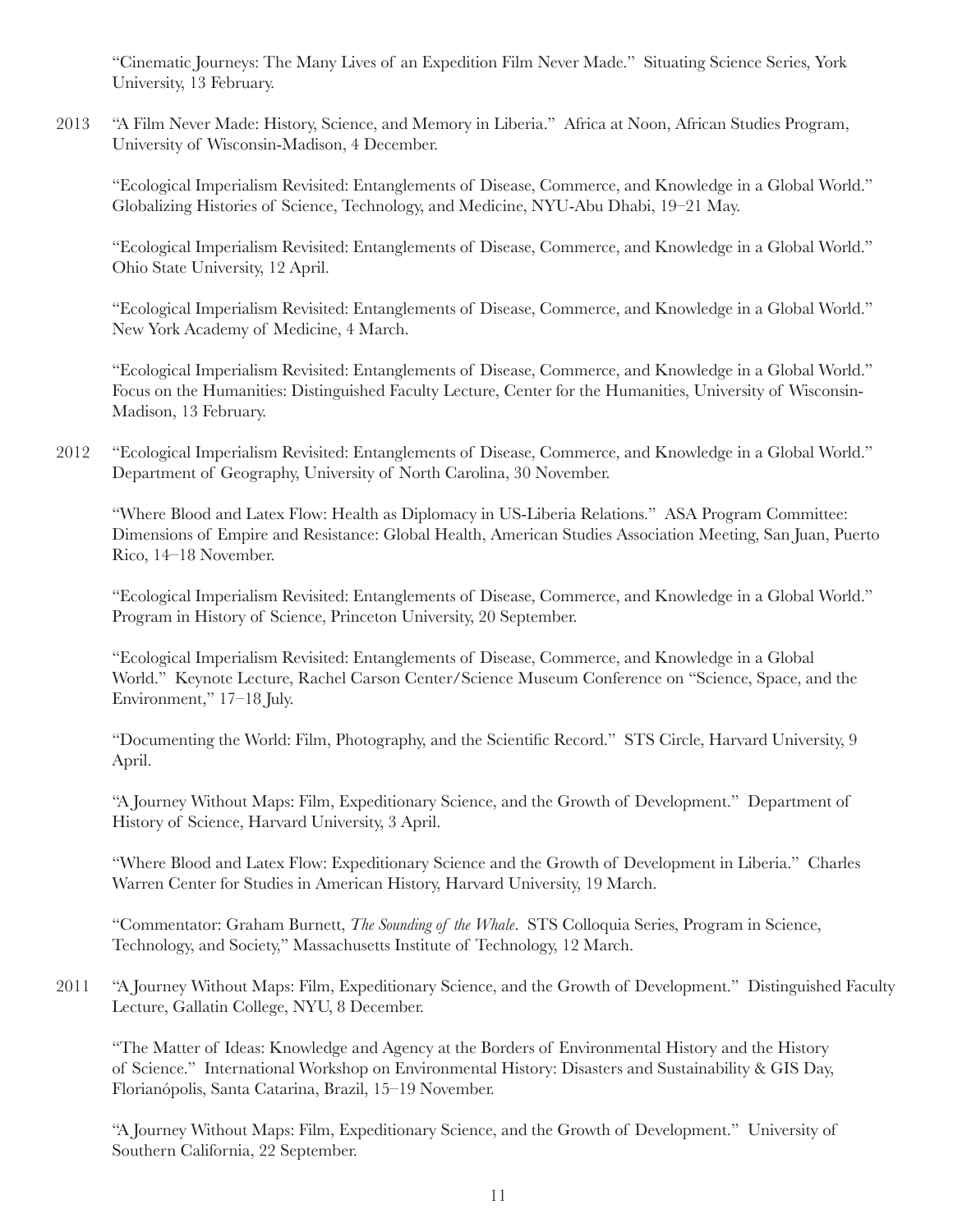"Cinematic Journeys: The Many Lives of an Expedition Film Never Made." Situating Science Series, York University, 13 February.

2013 "A Film Never Made: History, Science, and Memory in Liberia." Africa at Noon, African Studies Program, University of Wisconsin-Madison, 4 December.

"Ecological Imperialism Revisited: Entanglements of Disease, Commerce, and Knowledge in a Global World." Globalizing Histories of Science, Technology, and Medicine, NYU-Abu Dhabi, 19–21 May.

"Ecological Imperialism Revisited: Entanglements of Disease, Commerce, and Knowledge in a Global World." Ohio State University, 12 April.

"Ecological Imperialism Revisited: Entanglements of Disease, Commerce, and Knowledge in a Global World." New York Academy of Medicine, 4 March.

"Ecological Imperialism Revisited: Entanglements of Disease, Commerce, and Knowledge in a Global World." Focus on the Humanities: Distinguished Faculty Lecture, Center for the Humanities, University of Wisconsin-Madison, 13 February.

2012 "Ecological Imperialism Revisited: Entanglements of Disease, Commerce, and Knowledge in a Global World." Department of Geography, University of North Carolina, 30 November.

"Where Blood and Latex Flow: Health as Diplomacy in US-Liberia Relations." ASA Program Committee: Dimensions of Empire and Resistance: Global Health, American Studies Association Meeting, San Juan, Puerto Rico, 14–18 November.

"Ecological Imperialism Revisited: Entanglements of Disease, Commerce, and Knowledge in a Global World." Program in History of Science, Princeton University, 20 September.

"Ecological Imperialism Revisited: Entanglements of Disease, Commerce, and Knowledge in a Global World." Keynote Lecture, Rachel Carson Center/Science Museum Conference on "Science, Space, and the Environment," 17–18 July.

"Documenting the World: Film, Photography, and the Scientific Record." STS Circle, Harvard University, 9 April.

"A Journey Without Maps: Film, Expeditionary Science, and the Growth of Development." Department of History of Science, Harvard University, 3 April.

"Where Blood and Latex Flow: Expeditionary Science and the Growth of Development in Liberia." Charles Warren Center for Studies in American History, Harvard University, 19 March.

"Commentator: Graham Burnett, *The Sounding of the Whale*. STS Colloquia Series, Program in Science, Technology, and Society," Massachusetts Institute of Technology, 12 March.

2011 "A Journey Without Maps: Film, Expeditionary Science, and the Growth of Development." Distinguished Faculty Lecture, Gallatin College, NYU, 8 December.

"The Matter of Ideas: Knowledge and Agency at the Borders of Environmental History and the History of Science." International Workshop on Environmental History: Disasters and Sustainability & GIS Day, Florianópolis, Santa Catarina, Brazil, 15–19 November.

"A Journey Without Maps: Film, Expeditionary Science, and the Growth of Development." University of Southern California, 22 September.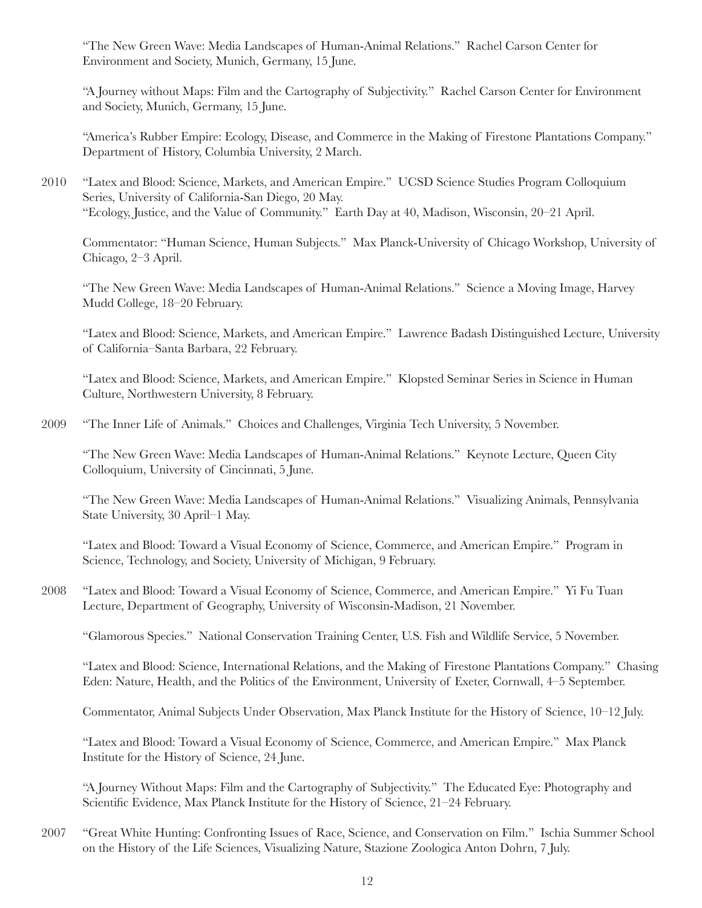"The New Green Wave: Media Landscapes of Human-Animal Relations." Rachel Carson Center for Environment and Society, Munich, Germany, 15 June.

"A Journey without Maps: Film and the Cartography of Subjectivity." Rachel Carson Center for Environment and Society, Munich, Germany, 15 June.

"America's Rubber Empire: Ecology, Disease, and Commerce in the Making of Firestone Plantations Company." Department of History, Columbia University, 2 March.

2010 "Latex and Blood: Science, Markets, and American Empire." UCSD Science Studies Program Colloquium Series, University of California-San Diego, 20 May.
"Ecology, Justice, and the Value of Community." Earth Day at 40, Madison, Wisconsin, 20–21 April.

Commentator: "Human Science, Human Subjects." Max Planck-University of Chicago Workshop, University of Chicago, 2–3 April.

"The New Green Wave: Media Landscapes of Human-Animal Relations." Science a Moving Image, Harvey Mudd College, 18–20 February.

"Latex and Blood: Science, Markets, and American Empire." Lawrence Badash Distinguished Lecture, University of California–Santa Barbara, 22 February.

"Latex and Blood: Science, Markets, and American Empire." Klopsted Seminar Series in Science in Human Culture, Northwestern University, 8 February.

2009 "The Inner Life of Animals." Choices and Challenges, Virginia Tech University, 5 November.

"The New Green Wave: Media Landscapes of Human-Animal Relations." Keynote Lecture, Queen City Colloquium, University of Cincinnati, 5 June.

"The New Green Wave: Media Landscapes of Human-Animal Relations." Visualizing Animals, Pennsylvania State University, 30 April–1 May.

"Latex and Blood: Toward a Visual Economy of Science, Commerce, and American Empire." Program in Science, Technology, and Society, University of Michigan, 9 February.

2008 "Latex and Blood: Toward a Visual Economy of Science, Commerce, and American Empire." Yi Fu Tuan Lecture, Department of Geography, University of Wisconsin-Madison, 21 November.

"Glamorous Species." National Conservation Training Center, U.S. Fish and Wildlife Service, 5 November.

"Latex and Blood: Science, International Relations, and the Making of Firestone Plantations Company." Chasing Eden: Nature, Health, and the Politics of the Environment, University of Exeter, Cornwall, 4–5 September.

Commentator, Animal Subjects Under Observation, Max Planck Institute for the History of Science, 10–12 July.

"Latex and Blood: Toward a Visual Economy of Science, Commerce, and American Empire." Max Planck Institute for the History of Science, 24 June.

"A Journey Without Maps: Film and the Cartography of Subjectivity." The Educated Eye: Photography and Scientific Evidence, Max Planck Institute for the History of Science, 21–24 February.

2007 "Great White Hunting: Confronting Issues of Race, Science, and Conservation on Film." Ischia Summer School on the History of the Life Sciences, Visualizing Nature, Stazione Zoologica Anton Dohrn, 7 July.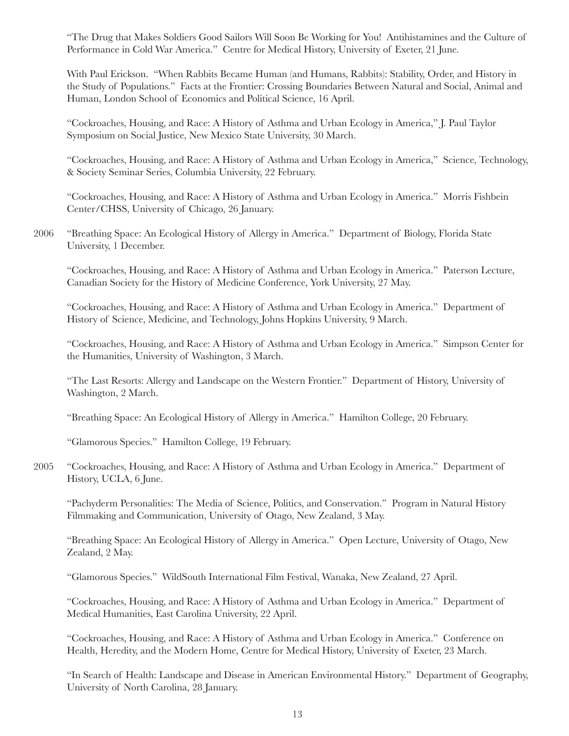"The Drug that Makes Soldiers Good Sailors Will Soon Be Working for You! Antihistamines and the Culture of Performance in Cold War America." Centre for Medical History, University of Exeter, 21 June.

With Paul Erickson. "When Rabbits Became Human (and Humans, Rabbits): Stability, Order, and History in the Study of Populations." Facts at the Frontier: Crossing Boundaries Between Natural and Social, Animal and Human, London School of Economics and Political Science, 16 April.

"Cockroaches, Housing, and Race: A History of Asthma and Urban Ecology in America," J. Paul Taylor Symposium on Social Justice, New Mexico State University, 30 March.

"Cockroaches, Housing, and Race: A History of Asthma and Urban Ecology in America," Science, Technology, & Society Seminar Series, Columbia University, 22 February.

"Cockroaches, Housing, and Race: A History of Asthma and Urban Ecology in America." Morris Fishbein Center/CHSS, University of Chicago, 26 January.

2006 "Breathing Space: An Ecological History of Allergy in America." Department of Biology, Florida State University, 1 December.

"Cockroaches, Housing, and Race: A History of Asthma and Urban Ecology in America." Paterson Lecture, Canadian Society for the History of Medicine Conference, York University, 27 May.

"Cockroaches, Housing, and Race: A History of Asthma and Urban Ecology in America." Department of History of Science, Medicine, and Technology, Johns Hopkins University, 9 March.

"Cockroaches, Housing, and Race: A History of Asthma and Urban Ecology in America." Simpson Center for the Humanities, University of Washington, 3 March.

"The Last Resorts: Allergy and Landscape on the Western Frontier." Department of History, University of Washington, 2 March.

"Breathing Space: An Ecological History of Allergy in America." Hamilton College, 20 February.

"Glamorous Species." Hamilton College, 19 February.

2005 "Cockroaches, Housing, and Race: A History of Asthma and Urban Ecology in America." Department of History, UCLA, 6 June.

"Pachyderm Personalities: The Media of Science, Politics, and Conservation." Program in Natural History Filmmaking and Communication, University of Otago, New Zealand, 3 May.

"Breathing Space: An Ecological History of Allergy in America." Open Lecture, University of Otago, New Zealand, 2 May.

"Glamorous Species." WildSouth International Film Festival, Wanaka, New Zealand, 27 April.

"Cockroaches, Housing, and Race: A History of Asthma and Urban Ecology in America." Department of Medical Humanities, East Carolina University, 22 April.

"Cockroaches, Housing, and Race: A History of Asthma and Urban Ecology in America." Conference on Health, Heredity, and the Modern Home, Centre for Medical History, University of Exeter, 23 March.

"In Search of Health: Landscape and Disease in American Environmental History." Department of Geography, University of North Carolina, 28 January.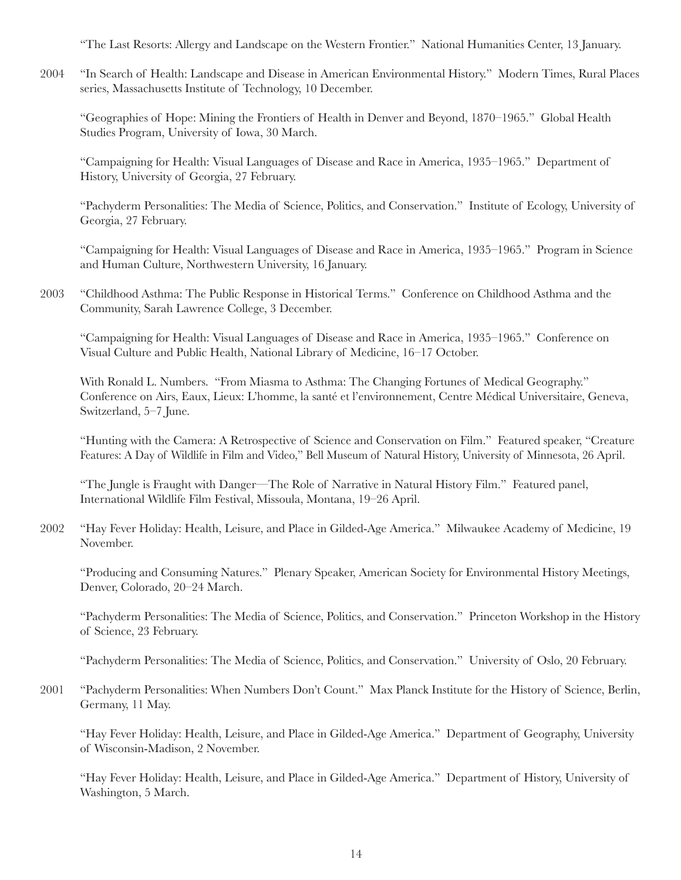"The Last Resorts: Allergy and Landscape on the Western Frontier." National Humanities Center, 13 January.

2004 "In Search of Health: Landscape and Disease in American Environmental History." Modern Times, Rural Places series, Massachusetts Institute of Technology, 10 December.

"Geographies of Hope: Mining the Frontiers of Health in Denver and Beyond, 1870–1965." Global Health Studies Program, University of Iowa, 30 March.

"Campaigning for Health: Visual Languages of Disease and Race in America, 1935–1965." Department of History, University of Georgia, 27 February.

"Pachyderm Personalities: The Media of Science, Politics, and Conservation." Institute of Ecology, University of Georgia, 27 February.

"Campaigning for Health: Visual Languages of Disease and Race in America, 1935–1965." Program in Science and Human Culture, Northwestern University, 16 January.

2003 "Childhood Asthma: The Public Response in Historical Terms." Conference on Childhood Asthma and the Community, Sarah Lawrence College, 3 December.

"Campaigning for Health: Visual Languages of Disease and Race in America, 1935–1965." Conference on Visual Culture and Public Health, National Library of Medicine, 16–17 October.

With Ronald L. Numbers. "From Miasma to Asthma: The Changing Fortunes of Medical Geography." Conference on Airs, Eaux, Lieux: L'homme, la santé et l'environnement, Centre Médical Universitaire, Geneva, Switzerland, 5–7 June.

"Hunting with the Camera: A Retrospective of Science and Conservation on Film." Featured speaker, "Creature Features: A Day of Wildlife in Film and Video," Bell Museum of Natural History, University of Minnesota, 26 April.

"The Jungle is Fraught with Danger—The Role of Narrative in Natural History Film." Featured panel, International Wildlife Film Festival, Missoula, Montana, 19–26 April.

2002 "Hay Fever Holiday: Health, Leisure, and Place in Gilded-Age America." Milwaukee Academy of Medicine, 19 November.

"Producing and Consuming Natures." Plenary Speaker, American Society for Environmental History Meetings, Denver, Colorado, 20–24 March.

"Pachyderm Personalities: The Media of Science, Politics, and Conservation." Princeton Workshop in the History of Science, 23 February.

"Pachyderm Personalities: The Media of Science, Politics, and Conservation." University of Oslo, 20 February.

2001 "Pachyderm Personalities: When Numbers Don't Count." Max Planck Institute for the History of Science, Berlin, Germany, 11 May.

"Hay Fever Holiday: Health, Leisure, and Place in Gilded-Age America." Department of Geography, University of Wisconsin-Madison, 2 November.

"Hay Fever Holiday: Health, Leisure, and Place in Gilded-Age America." Department of History, University of Washington, 5 March.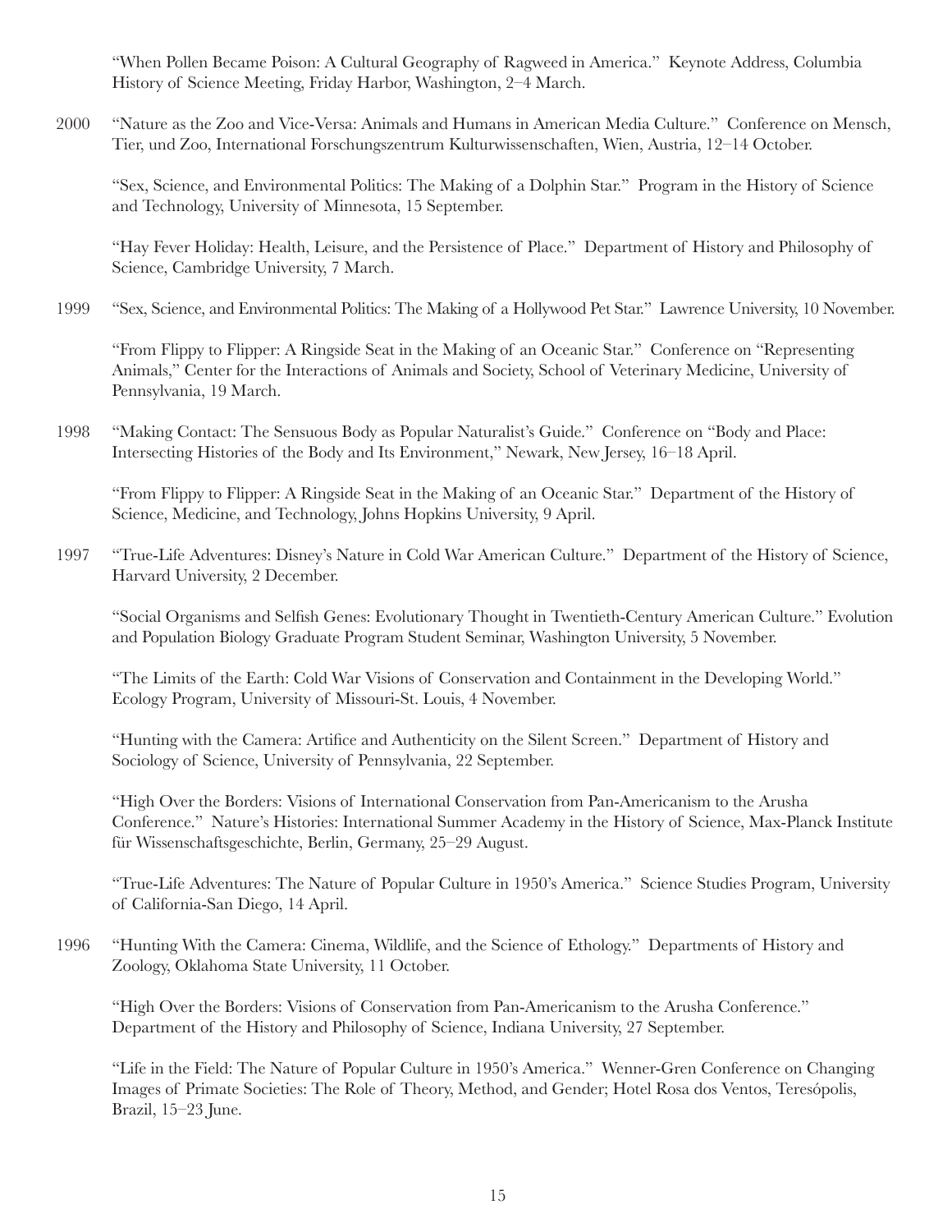"When Pollen Became Poison: A Cultural Geography of Ragweed in America." Keynote Address, Columbia History of Science Meeting, Friday Harbor, Washington, 2–4 March.

2000 "Nature as the Zoo and Vice-Versa: Animals and Humans in American Media Culture." Conference on Mensch, Tier, und Zoo, International Forschungszentrum Kulturwissenschaften, Wien, Austria, 12–14 October.

"Sex, Science, and Environmental Politics: The Making of a Dolphin Star." Program in the History of Science and Technology, University of Minnesota, 15 September.

"Hay Fever Holiday: Health, Leisure, and the Persistence of Place." Department of History and Philosophy of Science, Cambridge University, 7 March.

1999 "Sex, Science, and Environmental Politics: The Making of a Hollywood Pet Star." Lawrence University, 10 November.

"From Flippy to Flipper: A Ringside Seat in the Making of an Oceanic Star." Conference on "Representing Animals," Center for the Interactions of Animals and Society, School of Veterinary Medicine, University of Pennsylvania, 19 March.

1998 "Making Contact: The Sensuous Body as Popular Naturalist's Guide." Conference on "Body and Place: Intersecting Histories of the Body and Its Environment," Newark, New Jersey, 16–18 April.

"From Flippy to Flipper: A Ringside Seat in the Making of an Oceanic Star." Department of the History of Science, Medicine, and Technology, Johns Hopkins University, 9 April.

1997 "True-Life Adventures: Disney's Nature in Cold War American Culture." Department of the History of Science, Harvard University, 2 December.

"Social Organisms and Selfish Genes: Evolutionary Thought in Twentieth-Century American Culture." Evolution and Population Biology Graduate Program Student Seminar, Washington University, 5 November.

"The Limits of the Earth: Cold War Visions of Conservation and Containment in the Developing World." Ecology Program, University of Missouri-St. Louis, 4 November.

"Hunting with the Camera: Artifice and Authenticity on the Silent Screen." Department of History and Sociology of Science, University of Pennsylvania, 22 September.

"High Over the Borders: Visions of International Conservation from Pan-Americanism to the Arusha Conference." Nature's Histories: International Summer Academy in the History of Science, Max-Planck Institute für Wissenschaftsgeschichte, Berlin, Germany, 25–29 August.

"True-Life Adventures: The Nature of Popular Culture in 1950's America." Science Studies Program, University of California-San Diego, 14 April.

1996 "Hunting With the Camera: Cinema, Wildlife, and the Science of Ethology." Departments of History and Zoology, Oklahoma State University, 11 October.

"High Over the Borders: Visions of Conservation from Pan-Americanism to the Arusha Conference." Department of the History and Philosophy of Science, Indiana University, 27 September.

"Life in the Field: The Nature of Popular Culture in 1950's America." Wenner-Gren Conference on Changing Images of Primate Societies: The Role of Theory, Method, and Gender; Hotel Rosa dos Ventos, Teresópolis, Brazil, 15–23 June.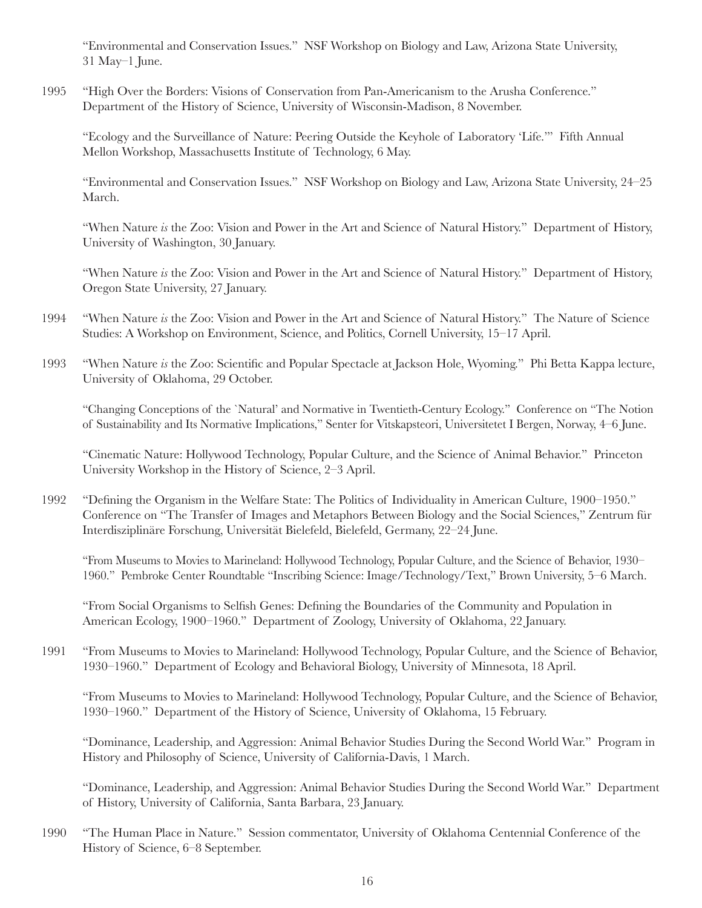"Environmental and Conservation Issues." NSF Workshop on Biology and Law, Arizona State University, 31 May–1 June.

1995 "High Over the Borders: Visions of Conservation from Pan-Americanism to the Arusha Conference." Department of the History of Science, University of Wisconsin-Madison, 8 November.

"Ecology and the Surveillance of Nature: Peering Outside the Keyhole of Laboratory 'Life.'" Fifth Annual Mellon Workshop, Massachusetts Institute of Technology, 6 May.

"Environmental and Conservation Issues." NSF Workshop on Biology and Law, Arizona State University, 24–25 March.

"When Nature *is* the Zoo: Vision and Power in the Art and Science of Natural History." Department of History, University of Washington, 30 January.

"When Nature *is* the Zoo: Vision and Power in the Art and Science of Natural History." Department of History, Oregon State University, 27 January.

1994 "When Nature *is* the Zoo: Vision and Power in the Art and Science of Natural History." The Nature of Science Studies: A Workshop on Environment, Science, and Politics, Cornell University, 15–17 April.

1993 "When Nature *is* the Zoo: Scientific and Popular Spectacle at Jackson Hole, Wyoming." Phi Betta Kappa lecture, University of Oklahoma, 29 October.

"Changing Conceptions of the `Natural' and Normative in Twentieth-Century Ecology." Conference on "The Notion of Sustainability and Its Normative Implications," Senter for Vitskapsteori, Universitetet I Bergen, Norway, 4–6 June.

"Cinematic Nature: Hollywood Technology, Popular Culture, and the Science of Animal Behavior." Princeton University Workshop in the History of Science, 2–3 April.

1992 "Defining the Organism in the Welfare State: The Politics of Individuality in American Culture, 1900–1950." Conference on "The Transfer of Images and Metaphors Between Biology and the Social Sciences," Zentrum für Interdisziplinäre Forschung, Universität Bielefeld, Bielefeld, Germany, 22–24 June.

"From Museums to Movies to Marineland: Hollywood Technology, Popular Culture, and the Science of Behavior, 1930–1960." Pembroke Center Roundtable "Inscribing Science: Image/Technology/Text," Brown University, 5–6 March.

"From Social Organisms to Selfish Genes: Defining the Boundaries of the Community and Population in American Ecology, 1900–1960." Department of Zoology, University of Oklahoma, 22 January.

1991 "From Museums to Movies to Marineland: Hollywood Technology, Popular Culture, and the Science of Behavior, 1930–1960." Department of Ecology and Behavioral Biology, University of Minnesota, 18 April.

"From Museums to Movies to Marineland: Hollywood Technology, Popular Culture, and the Science of Behavior, 1930–1960." Department of the History of Science, University of Oklahoma, 15 February.

"Dominance, Leadership, and Aggression: Animal Behavior Studies During the Second World War." Program in History and Philosophy of Science, University of California-Davis, 1 March.

"Dominance, Leadership, and Aggression: Animal Behavior Studies During the Second World War." Department of History, University of California, Santa Barbara, 23 January.

1990 "The Human Place in Nature." Session commentator, University of Oklahoma Centennial Conference of the History of Science, 6–8 September.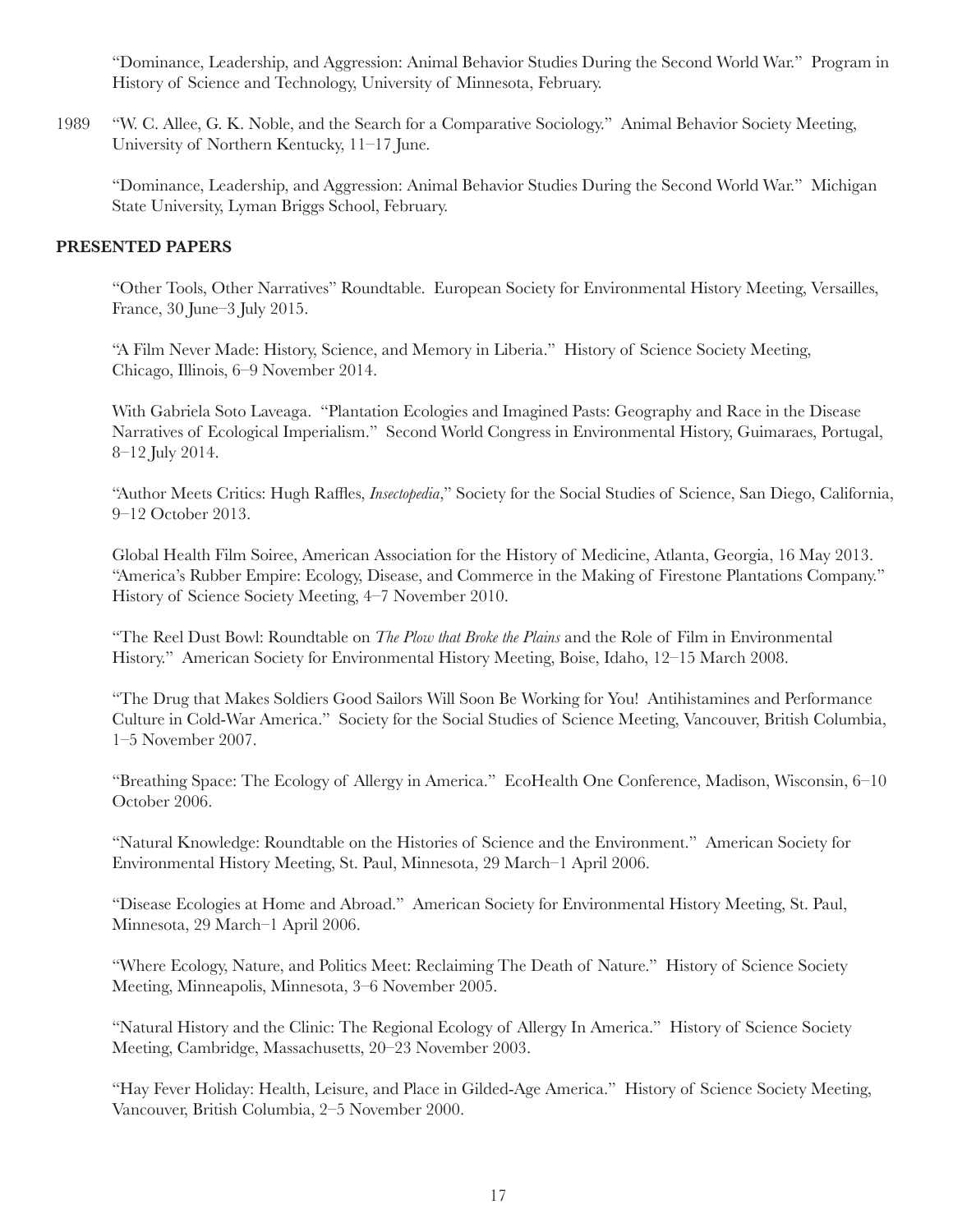"Dominance, Leadership, and Aggression: Animal Behavior Studies During the Second World War." Program in History of Science and Technology, University of Minnesota, February.

1989 "W. C. Allee, G. K. Noble, and the Search for a Comparative Sociology." Animal Behavior Society Meeting, University of Northern Kentucky, 11–17 June.

"Dominance, Leadership, and Aggression: Animal Behavior Studies During the Second World War." Michigan State University, Lyman Briggs School, February.

**PRESENTED PAPERS**

"Other Tools, Other Narratives" Roundtable. European Society for Environmental History Meeting, Versailles, France, 30 June–3 July 2015.

"A Film Never Made: History, Science, and Memory in Liberia." History of Science Society Meeting, Chicago, Illinois, 6–9 November 2014.

With Gabriela Soto Laveaga. "Plantation Ecologies and Imagined Pasts: Geography and Race in the Disease Narratives of Ecological Imperialism." Second World Congress in Environmental History, Guimaraes, Portugal, 8–12 July 2014.

"Author Meets Critics: Hugh Raffles, *Insectopedia*," Society for the Social Studies of Science, San Diego, California, 9–12 October 2013.

Global Health Film Soiree, American Association for the History of Medicine, Atlanta, Georgia, 16 May 2013.
"America's Rubber Empire: Ecology, Disease, and Commerce in the Making of Firestone Plantations Company." History of Science Society Meeting, 4–7 November 2010.

"The Reel Dust Bowl: Roundtable on *The Plow that Broke the Plains* and the Role of Film in Environmental History." American Society for Environmental History Meeting, Boise, Idaho, 12–15 March 2008.

"The Drug that Makes Soldiers Good Sailors Will Soon Be Working for You! Antihistamines and Performance Culture in Cold-War America." Society for the Social Studies of Science Meeting, Vancouver, British Columbia, 1–5 November 2007.

"Breathing Space: The Ecology of Allergy in America." EcoHealth One Conference, Madison, Wisconsin, 6–10 October 2006.

"Natural Knowledge: Roundtable on the Histories of Science and the Environment." American Society for Environmental History Meeting, St. Paul, Minnesota, 29 March–1 April 2006.

"Disease Ecologies at Home and Abroad." American Society for Environmental History Meeting, St. Paul, Minnesota, 29 March–1 April 2006.

"Where Ecology, Nature, and Politics Meet: Reclaiming The Death of Nature." History of Science Society Meeting, Minneapolis, Minnesota, 3–6 November 2005.

"Natural History and the Clinic: The Regional Ecology of Allergy In America." History of Science Society Meeting, Cambridge, Massachusetts, 20–23 November 2003.

"Hay Fever Holiday: Health, Leisure, and Place in Gilded-Age America." History of Science Society Meeting, Vancouver, British Columbia, 2–5 November 2000.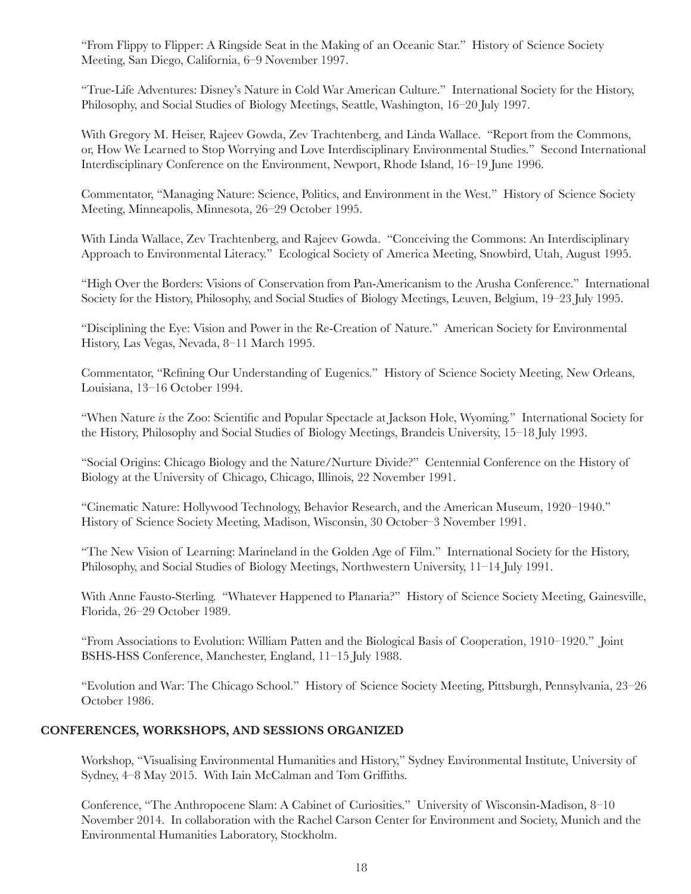"From Flippy to Flipper: A Ringside Seat in the Making of an Oceanic Star." History of Science Society Meeting, San Diego, California, 6–9 November 1997.

"True-Life Adventures: Disney's Nature in Cold War American Culture." International Society for the History, Philosophy, and Social Studies of Biology Meetings, Seattle, Washington, 16–20 July 1997.

With Gregory M. Heiser, Rajeev Gowda, Zev Trachtenberg, and Linda Wallace. "Report from the Commons, or, How We Learned to Stop Worrying and Love Interdisciplinary Environmental Studies." Second International Interdisciplinary Conference on the Environment, Newport, Rhode Island, 16–19 June 1996.

Commentator, "Managing Nature: Science, Politics, and Environment in the West." History of Science Society Meeting, Minneapolis, Minnesota, 26–29 October 1995.

With Linda Wallace, Zev Trachtenberg, and Rajeev Gowda. "Conceiving the Commons: An Interdisciplinary Approach to Environmental Literacy." Ecological Society of America Meeting, Snowbird, Utah, August 1995.

"High Over the Borders: Visions of Conservation from Pan-Americanism to the Arusha Conference." International Society for the History, Philosophy, and Social Studies of Biology Meetings, Leuven, Belgium, 19–23 July 1995.

"Disciplining the Eye: Vision and Power in the Re-Creation of Nature." American Society for Environmental History, Las Vegas, Nevada, 8–11 March 1995.

Commentator, "Refining Our Understanding of Eugenics." History of Science Society Meeting, New Orleans, Louisiana, 13–16 October 1994.

"When Nature *is* the Zoo: Scientific and Popular Spectacle at Jackson Hole, Wyoming." International Society for the History, Philosophy and Social Studies of Biology Meetings, Brandeis University, 15–18 July 1993.

"Social Origins: Chicago Biology and the Nature/Nurture Divide?" Centennial Conference on the History of Biology at the University of Chicago, Chicago, Illinois, 22 November 1991.

"Cinematic Nature: Hollywood Technology, Behavior Research, and the American Museum, 1920–1940." History of Science Society Meeting, Madison, Wisconsin, 30 October–3 November 1991.

"The New Vision of Learning: Marineland in the Golden Age of Film." International Society for the History, Philosophy, and Social Studies of Biology Meetings, Northwestern University, 11–14 July 1991.

With Anne Fausto-Sterling. "Whatever Happened to Planaria?" History of Science Society Meeting, Gainesville, Florida, 26–29 October 1989.

"From Associations to Evolution: William Patten and the Biological Basis of Cooperation, 1910–1920." Joint BSHS-HSS Conference, Manchester, England, 11–15 July 1988.

"Evolution and War: The Chicago School." History of Science Society Meeting, Pittsburgh, Pennsylvania, 23–26 October 1986.

## CONFERENCES, WORKSHOPS, AND SESSIONS ORGANIZED

Workshop, "Visualising Environmental Humanities and History," Sydney Environmental Institute, University of Sydney, 4–8 May 2015. With Iain McCalman and Tom Griffiths.

Conference, "The Anthropocene Slam: A Cabinet of Curiosities." University of Wisconsin-Madison, 8–10 November 2014. In collaboration with the Rachel Carson Center for Environment and Society, Munich and the Environmental Humanities Laboratory, Stockholm.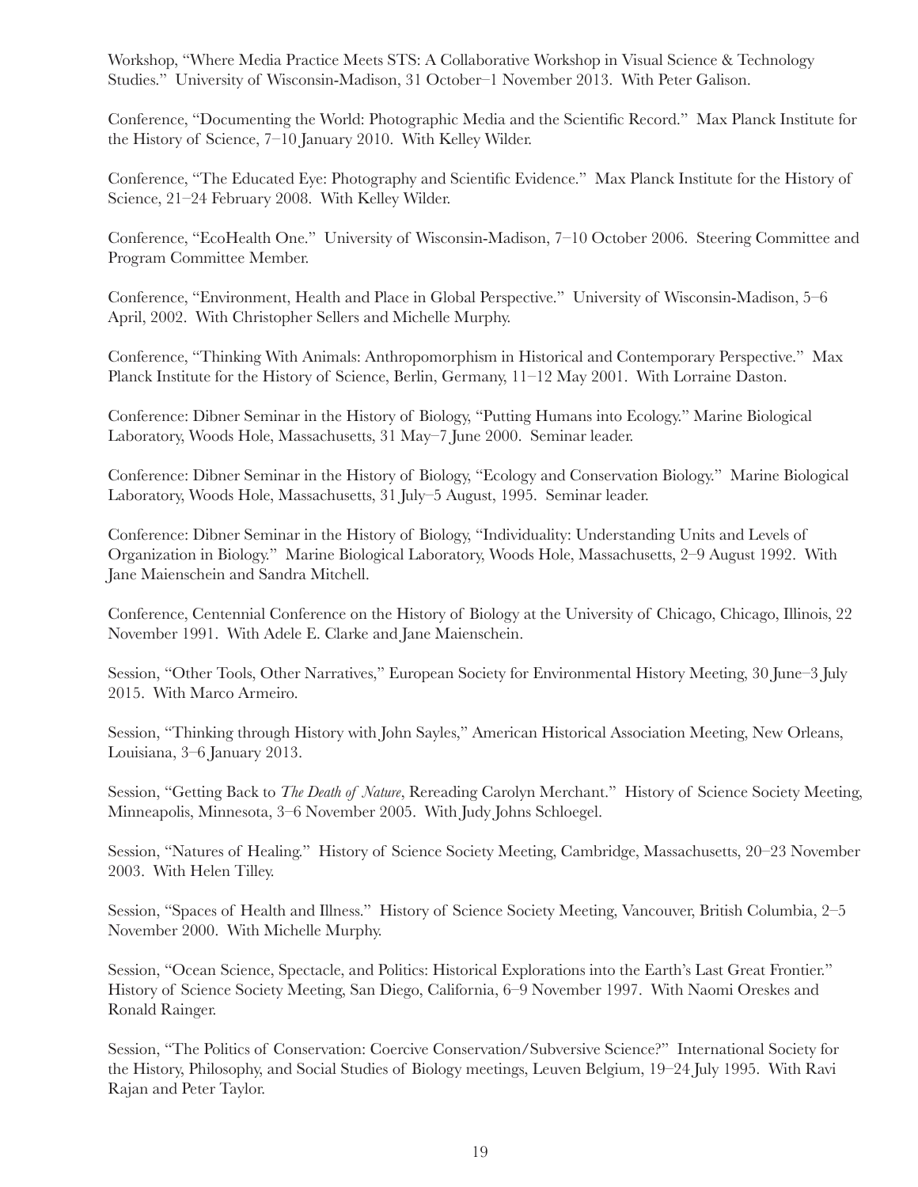Workshop, "Where Media Practice Meets STS: A Collaborative Workshop in Visual Science & Technology Studies." University of Wisconsin-Madison, 31 October–1 November 2013. With Peter Galison.

Conference, "Documenting the World: Photographic Media and the Scientific Record." Max Planck Institute for the History of Science, 7–10 January 2010. With Kelley Wilder.

Conference, "The Educated Eye: Photography and Scientific Evidence." Max Planck Institute for the History of Science, 21–24 February 2008. With Kelley Wilder.

Conference, "EcoHealth One." University of Wisconsin-Madison, 7–10 October 2006. Steering Committee and Program Committee Member.

Conference, "Environment, Health and Place in Global Perspective." University of Wisconsin-Madison, 5–6 April, 2002. With Christopher Sellers and Michelle Murphy.

Conference, "Thinking With Animals: Anthropomorphism in Historical and Contemporary Perspective." Max Planck Institute for the History of Science, Berlin, Germany, 11–12 May 2001. With Lorraine Daston.

Conference: Dibner Seminar in the History of Biology, "Putting Humans into Ecology." Marine Biological Laboratory, Woods Hole, Massachusetts, 31 May–7 June 2000. Seminar leader.

Conference: Dibner Seminar in the History of Biology, "Ecology and Conservation Biology." Marine Biological Laboratory, Woods Hole, Massachusetts, 31 July–5 August, 1995. Seminar leader.

Conference: Dibner Seminar in the History of Biology, "Individuality: Understanding Units and Levels of Organization in Biology." Marine Biological Laboratory, Woods Hole, Massachusetts, 2–9 August 1992. With Jane Maienschein and Sandra Mitchell.

Conference, Centennial Conference on the History of Biology at the University of Chicago, Chicago, Illinois, 22 November 1991. With Adele E. Clarke and Jane Maienschein.

Session, "Other Tools, Other Narratives," European Society for Environmental History Meeting, 30 June–3 July 2015. With Marco Armeiro.

Session, "Thinking through History with John Sayles," American Historical Association Meeting, New Orleans, Louisiana, 3–6 January 2013.

Session, "Getting Back to *The Death of Nature*, Rereading Carolyn Merchant." History of Science Society Meeting, Minneapolis, Minnesota, 3–6 November 2005. With Judy Johns Schloegel.

Session, "Natures of Healing." History of Science Society Meeting, Cambridge, Massachusetts, 20–23 November 2003. With Helen Tilley.

Session, "Spaces of Health and Illness." History of Science Society Meeting, Vancouver, British Columbia, 2–5 November 2000. With Michelle Murphy.

Session, "Ocean Science, Spectacle, and Politics: Historical Explorations into the Earth's Last Great Frontier." History of Science Society Meeting, San Diego, California, 6–9 November 1997. With Naomi Oreskes and Ronald Rainger.

Session, "The Politics of Conservation: Coercive Conservation/Subversive Science?" International Society for the History, Philosophy, and Social Studies of Biology meetings, Leuven Belgium, 19–24 July 1995. With Ravi Rajan and Peter Taylor.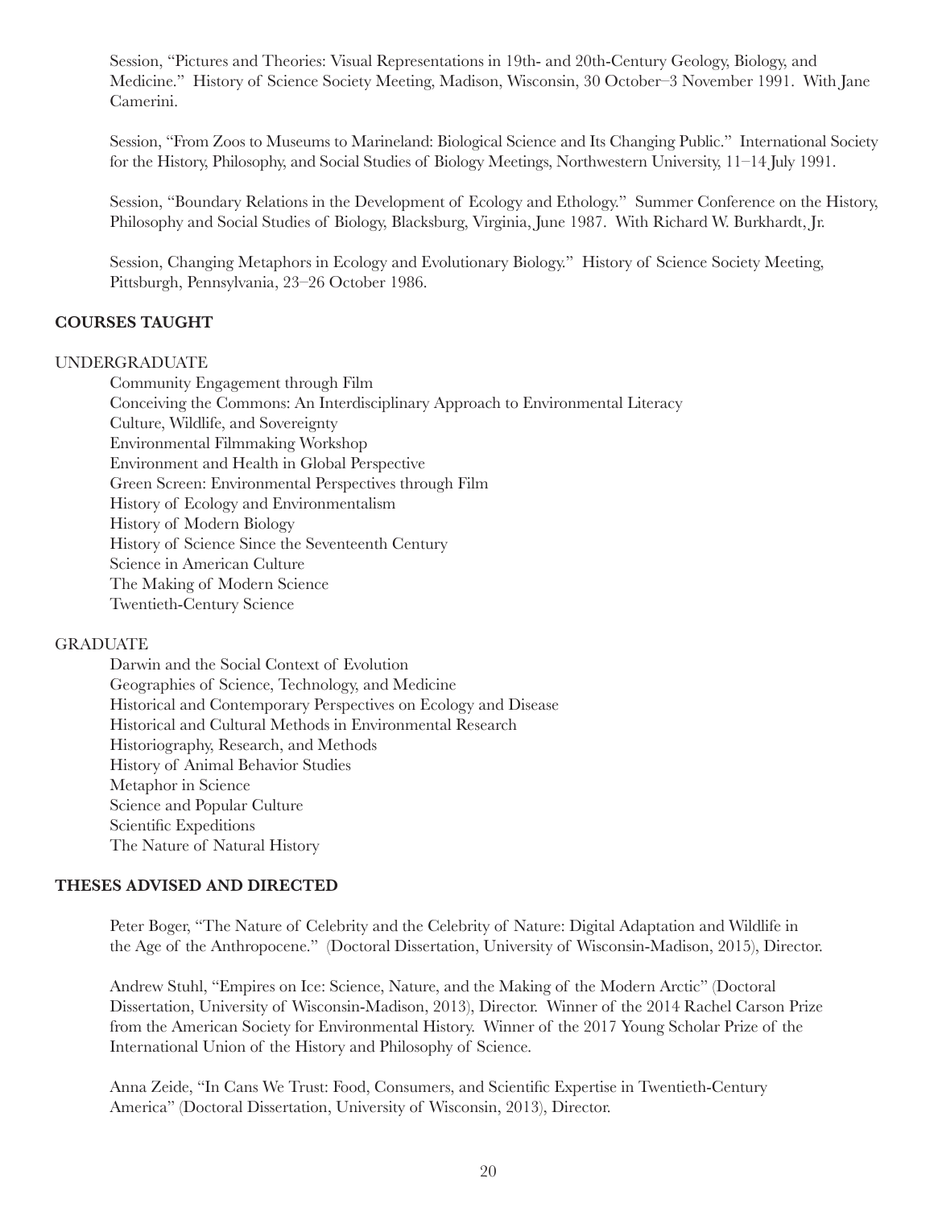Session, "Pictures and Theories: Visual Representations in 19th- and 20th-Century Geology, Biology, and Medicine." History of Science Society Meeting, Madison, Wisconsin, 30 October–3 November 1991. With Jane Camerini.

Session, "From Zoos to Museums to Marineland: Biological Science and Its Changing Public." International Society for the History, Philosophy, and Social Studies of Biology Meetings, Northwestern University, 11–14 July 1991.

Session, "Boundary Relations in the Development of Ecology and Ethology." Summer Conference on the History, Philosophy and Social Studies of Biology, Blacksburg, Virginia, June 1987. With Richard W. Burkhardt, Jr.

Session, Changing Metaphors in Ecology and Evolutionary Biology." History of Science Society Meeting, Pittsburgh, Pennsylvania, 23–26 October 1986.

## COURSES TAUGHT

### UNDERGRADUATE

- Community Engagement through Film
- Conceiving the Commons: An Interdisciplinary Approach to Environmental Literacy
- Culture, Wildlife, and Sovereignty
- Environmental Filmmaking Workshop
- Environment and Health in Global Perspective
- Green Screen: Environmental Perspectives through Film
- History of Ecology and Environmentalism
- History of Modern Biology
- History of Science Since the Seventeenth Century
- Science in American Culture
- The Making of Modern Science
- Twentieth-Century Science

### GRADUATE

- Darwin and the Social Context of Evolution
- Geographies of Science, Technology, and Medicine
- Historical and Contemporary Perspectives on Ecology and Disease
- Historical and Cultural Methods in Environmental Research
- Historiography, Research, and Methods
- History of Animal Behavior Studies
- Metaphor in Science
- Science and Popular Culture
- Scientific Expeditions
- The Nature of Natural History

## THESES ADVISED AND DIRECTED

Peter Boger, "The Nature of Celebrity and the Celebrity of Nature: Digital Adaptation and Wildlife in the Age of the Anthropocene." (Doctoral Dissertation, University of Wisconsin-Madison, 2015), Director.

Andrew Stuhl, "Empires on Ice: Science, Nature, and the Making of the Modern Arctic" (Doctoral Dissertation, University of Wisconsin-Madison, 2013), Director. Winner of the 2014 Rachel Carson Prize from the American Society for Environmental History. Winner of the 2017 Young Scholar Prize of the International Union of the History and Philosophy of Science.

Anna Zeide, "In Cans We Trust: Food, Consumers, and Scientific Expertise in Twentieth-Century America" (Doctoral Dissertation, University of Wisconsin, 2013), Director.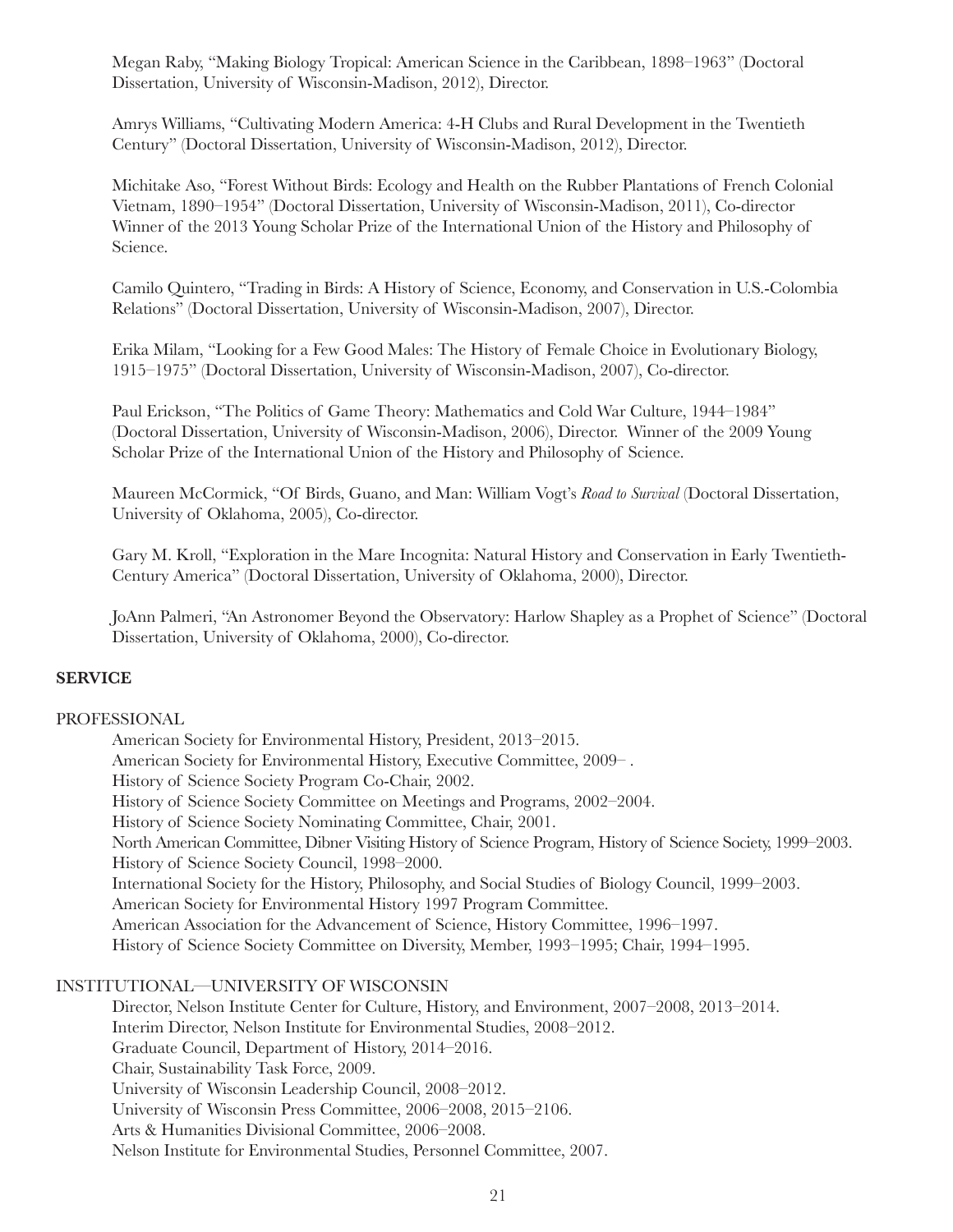Megan Raby, "Making Biology Tropical: American Science in the Caribbean, 1898–1963" (Doctoral Dissertation, University of Wisconsin-Madison, 2012), Director.

Amrys Williams, "Cultivating Modern America: 4-H Clubs and Rural Development in the Twentieth Century" (Doctoral Dissertation, University of Wisconsin-Madison, 2012), Director.

Michitake Aso, "Forest Without Birds: Ecology and Health on the Rubber Plantations of French Colonial Vietnam, 1890–1954" (Doctoral Dissertation, University of Wisconsin-Madison, 2011), Co-director Winner of the 2013 Young Scholar Prize of the International Union of the History and Philosophy of Science.

Camilo Quintero, "Trading in Birds: A History of Science, Economy, and Conservation in U.S.-Colombia Relations" (Doctoral Dissertation, University of Wisconsin-Madison, 2007), Director.

Erika Milam, "Looking for a Few Good Males: The History of Female Choice in Evolutionary Biology, 1915–1975" (Doctoral Dissertation, University of Wisconsin-Madison, 2007), Co-director.

Paul Erickson, "The Politics of Game Theory: Mathematics and Cold War Culture, 1944–1984" (Doctoral Dissertation, University of Wisconsin-Madison, 2006), Director. Winner of the 2009 Young Scholar Prize of the International Union of the History and Philosophy of Science.

Maureen McCormick, "Of Birds, Guano, and Man: William Vogt's *Road to Survival* (Doctoral Dissertation, University of Oklahoma, 2005), Co-director.

Gary M. Kroll, "Exploration in the Mare Incognita: Natural History and Conservation in Early Twentieth-Century America" (Doctoral Dissertation, University of Oklahoma, 2000), Director.

JoAnn Palmeri, "An Astronomer Beyond the Observatory: Harlow Shapley as a Prophet of Science" (Doctoral Dissertation, University of Oklahoma, 2000), Co-director.

## SERVICE

PROFESSIONAL

American Society for Environmental History, President, 2013–2015.
American Society for Environmental History, Executive Committee, 2009– .
History of Science Society Program Co-Chair, 2002.
History of Science Society Committee on Meetings and Programs, 2002–2004.
History of Science Society Nominating Committee, Chair, 2001.
North American Committee, Dibner Visiting History of Science Program, History of Science Society, 1999–2003.
History of Science Society Council, 1998–2000.
International Society for the History, Philosophy, and Social Studies of Biology Council, 1999–2003.
American Society for Environmental History 1997 Program Committee.
American Association for the Advancement of Science, History Committee, 1996–1997.
History of Science Society Committee on Diversity, Member, 1993–1995; Chair, 1994–1995.

INSTITUTIONAL—UNIVERSITY OF WISCONSIN

Director, Nelson Institute Center for Culture, History, and Environment, 2007–2008, 2013–2014.
Interim Director, Nelson Institute for Environmental Studies, 2008–2012.
Graduate Council, Department of History, 2014–2016.
Chair, Sustainability Task Force, 2009.
University of Wisconsin Leadership Council, 2008–2012.
University of Wisconsin Press Committee, 2006–2008, 2015–2106.
Arts & Humanities Divisional Committee, 2006–2008.
Nelson Institute for Environmental Studies, Personnel Committee, 2007.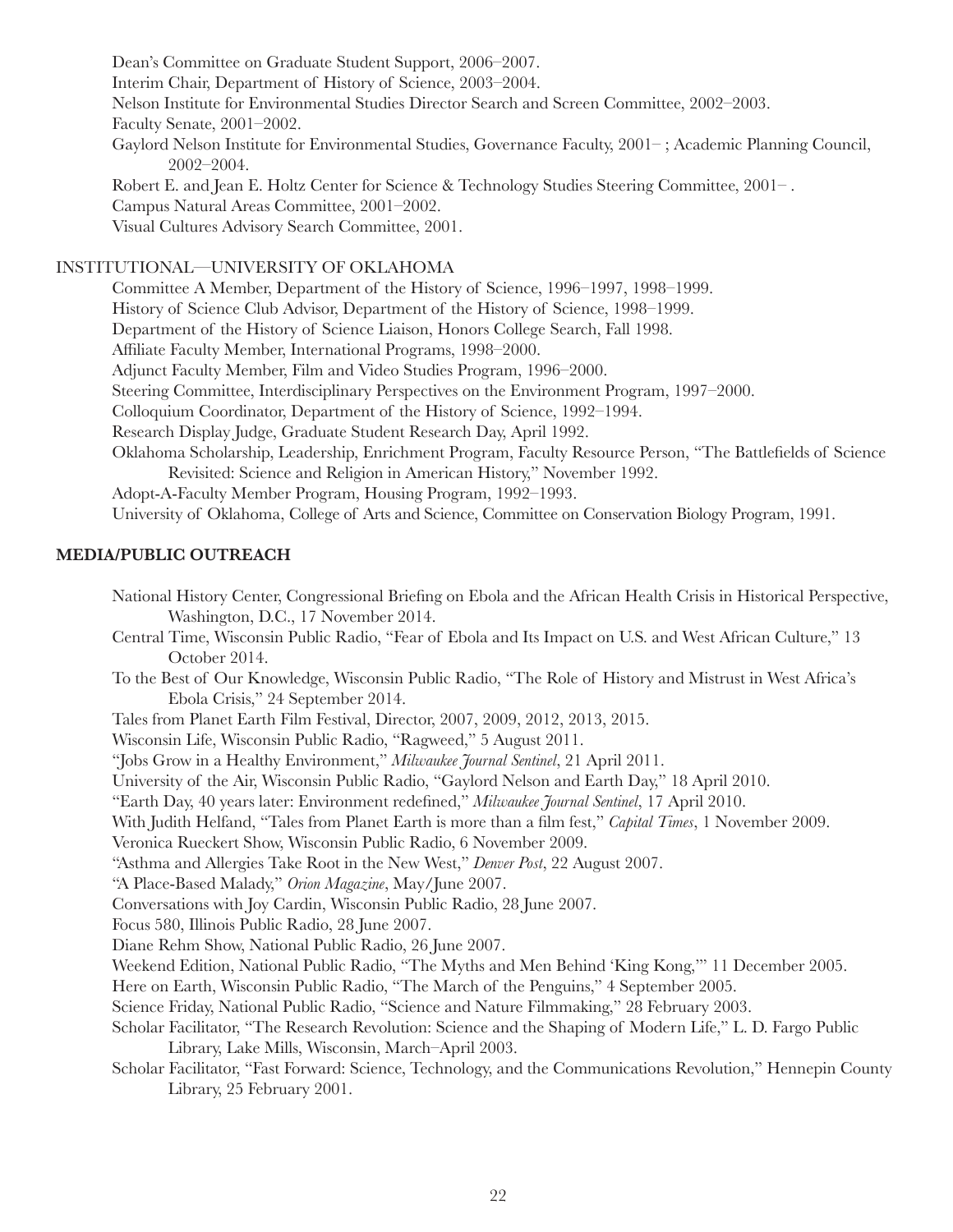Dean's Committee on Graduate Student Support, 2006–2007.

Interim Chair, Department of History of Science, 2003–2004.

Nelson Institute for Environmental Studies Director Search and Screen Committee, 2002–2003.

Faculty Senate, 2001–2002.

Gaylord Nelson Institute for Environmental Studies, Governance Faculty, 2001– ; Academic Planning Council, 2002–2004.

Robert E. and Jean E. Holtz Center for Science & Technology Studies Steering Committee, 2001– .

Campus Natural Areas Committee, 2001–2002.

Visual Cultures Advisory Search Committee, 2001.

INSTITUTIONAL—UNIVERSITY OF OKLAHOMA

Committee A Member, Department of the History of Science, 1996–1997, 1998–1999.

History of Science Club Advisor, Department of the History of Science, 1998–1999.

Department of the History of Science Liaison, Honors College Search, Fall 1998.

Affiliate Faculty Member, International Programs, 1998–2000.

Adjunct Faculty Member, Film and Video Studies Program, 1996–2000.

Steering Committee, Interdisciplinary Perspectives on the Environment Program, 1997–2000.

Colloquium Coordinator, Department of the History of Science, 1992–1994.

Research Display Judge, Graduate Student Research Day, April 1992.

Oklahoma Scholarship, Leadership, Enrichment Program, Faculty Resource Person, "The Battlefields of Science Revisited: Science and Religion in American History," November 1992.

Adopt-A-Faculty Member Program, Housing Program, 1992–1993.

University of Oklahoma, College of Arts and Science, Committee on Conservation Biology Program, 1991.

## MEDIA/PUBLIC OUTREACH

National History Center, Congressional Briefing on Ebola and the African Health Crisis in Historical Perspective, Washington, D.C., 17 November 2014.

Central Time, Wisconsin Public Radio, "Fear of Ebola and Its Impact on U.S. and West African Culture," 13 October 2014.

To the Best of Our Knowledge, Wisconsin Public Radio, "The Role of History and Mistrust in West Africa's Ebola Crisis," 24 September 2014.

Tales from Planet Earth Film Festival, Director, 2007, 2009, 2012, 2013, 2015.

Wisconsin Life, Wisconsin Public Radio, "Ragweed," 5 August 2011.

"Jobs Grow in a Healthy Environment," *Milwaukee Journal Sentinel*, 21 April 2011.

University of the Air, Wisconsin Public Radio, "Gaylord Nelson and Earth Day," 18 April 2010.

"Earth Day, 40 years later: Environment redefined," *Milwaukee Journal Sentinel*, 17 April 2010.

With Judith Helfand, "Tales from Planet Earth is more than a film fest," *Capital Times*, 1 November 2009.

Veronica Rueckert Show, Wisconsin Public Radio, 6 November 2009.

"Asthma and Allergies Take Root in the New West," *Denver Post*, 22 August 2007.

"A Place-Based Malady," *Orion Magazine*, May/June 2007.

Conversations with Joy Cardin, Wisconsin Public Radio, 28 June 2007.

Focus 580, Illinois Public Radio, 28 June 2007.

Diane Rehm Show, National Public Radio, 26 June 2007.

Weekend Edition, National Public Radio, "The Myths and Men Behind 'King Kong,'" 11 December 2005.

Here on Earth, Wisconsin Public Radio, "The March of the Penguins," 4 September 2005.

Science Friday, National Public Radio, "Science and Nature Filmmaking," 28 February 2003.

Scholar Facilitator, "The Research Revolution: Science and the Shaping of Modern Life," L. D. Fargo Public Library, Lake Mills, Wisconsin, March–April 2003.

Scholar Facilitator, "Fast Forward: Science, Technology, and the Communications Revolution," Hennepin County Library, 25 February 2001.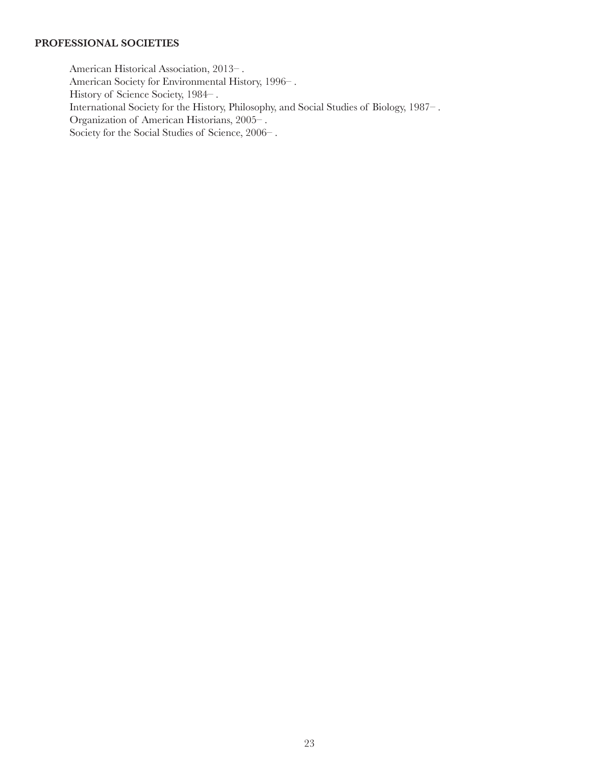## PROFESSIONAL SOCIETIES

American Historical Association, 2013– .
American Society for Environmental History, 1996– .
History of Science Society, 1984– .
International Society for the History, Philosophy, and Social Studies of Biology, 1987– .
Organization of American Historians, 2005– .
Society for the Social Studies of Science, 2006– .